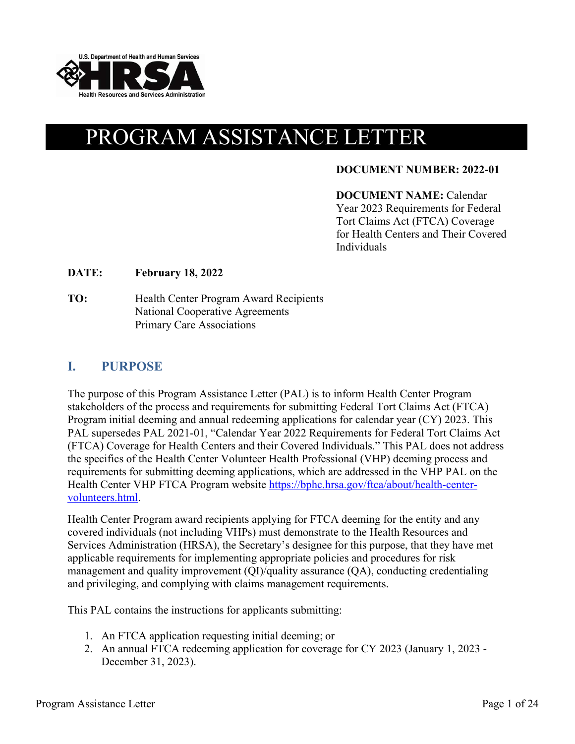U.S. Department of Health and Human Services
HRSA
Health Resources and Services Administration

# PROGRAM ASSISTANCE LETTER

**DOCUMENT NUMBER: 2022-01**

**DOCUMENT NAME:** Calendar Year 2023 Requirements for Federal Tort Claims Act (FTCA) Coverage for Health Centers and Their Covered Individuals

**DATE:** **February 18, 2022**

**TO:** Health Center Program Award Recipients
National Cooperative Agreements
Primary Care Associations

## I. PURPOSE

The purpose of this Program Assistance Letter (PAL) is to inform Health Center Program stakeholders of the process and requirements for submitting Federal Tort Claims Act (FTCA) Program initial deeming and annual redeeming applications for calendar year (CY) 2023. This PAL supersedes PAL 2021-01, "Calendar Year 2022 Requirements for Federal Tort Claims Act (FTCA) Coverage for Health Centers and their Covered Individuals." This PAL does not address the specifics of the Health Center Volunteer Health Professional (VHP) deeming process and requirements for submitting deeming applications, which are addressed in the VHP PAL on the Health Center VHP FTCA Program website [https://bphc.hrsa.gov/ftca/about/health-center-volunteers.html](https://bphc.hrsa.gov/ftca/about/health-center-volunteers.html).

Health Center Program award recipients applying for FTCA deeming for the entity and any covered individuals (not including VHPs) must demonstrate to the Health Resources and Services Administration (HRSA), the Secretary's designee for this purpose, that they have met applicable requirements for implementing appropriate policies and procedures for risk management and quality improvement (QI)/quality assurance (QA), conducting credentialing and privileging, and complying with claims management requirements.

This PAL contains the instructions for applicants submitting:

1. An FTCA application requesting initial deeming; or
2. An annual FTCA redeeming application for coverage for CY 2023 (January 1, 2023 - December 31, 2023).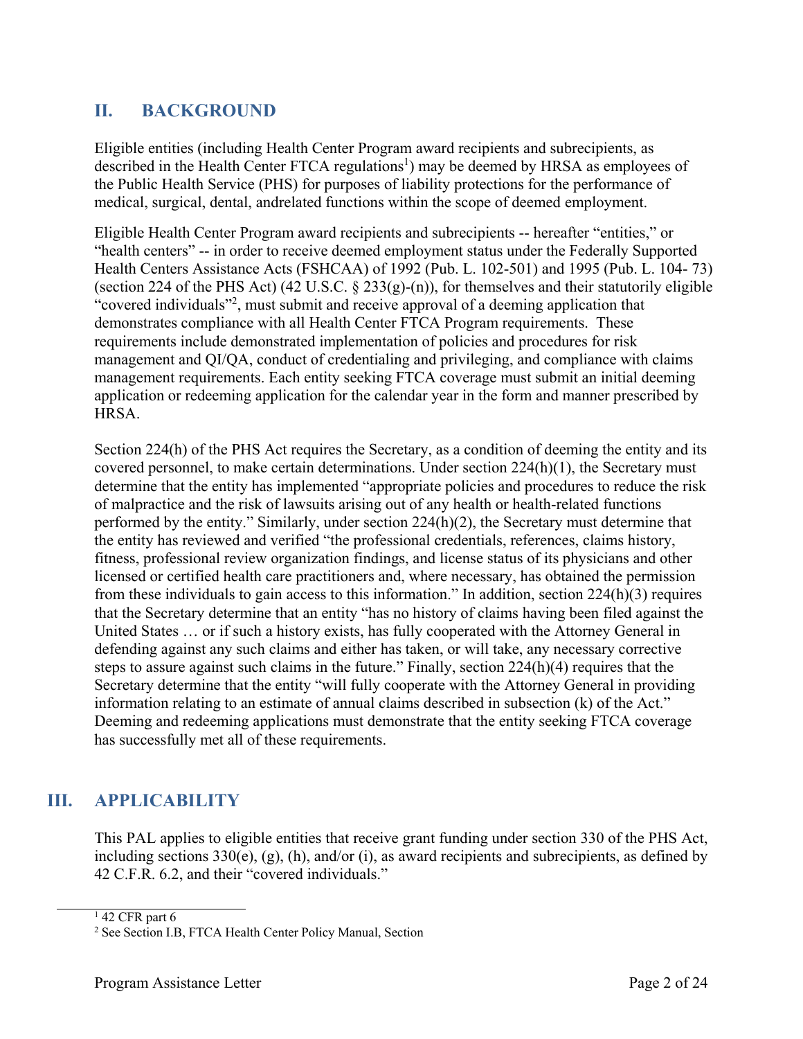## II. BACKGROUND

Eligible entities (including Health Center Program award recipients and subrecipients, as described in the Health Center FTCA regulations[1]) may be deemed by HRSA as employees of the Public Health Service (PHS) for purposes of liability protections for the performance of medical, surgical, dental, andrelated functions within the scope of deemed employment.

Eligible Health Center Program award recipients and subrecipients -- hereafter "entities," or "health centers" -- in order to receive deemed employment status under the Federally Supported Health Centers Assistance Acts (FSHCAA) of 1992 (Pub. L. 102-501) and 1995 (Pub. L. 104- 73) (section 224 of the PHS Act) (42 U.S.C. § 233(g)-(n)), for themselves and their statutorily eligible "covered individuals"[2], must submit and receive approval of a deeming application that demonstrates compliance with all Health Center FTCA Program requirements. These requirements include demonstrated implementation of policies and procedures for risk management and QI/QA, conduct of credentialing and privileging, and compliance with claims management requirements. Each entity seeking FTCA coverage must submit an initial deeming application or redeeming application for the calendar year in the form and manner prescribed by HRSA.

Section 224(h) of the PHS Act requires the Secretary, as a condition of deeming the entity and its covered personnel, to make certain determinations. Under section 224(h)(1), the Secretary must determine that the entity has implemented "appropriate policies and procedures to reduce the risk of malpractice and the risk of lawsuits arising out of any health or health-related functions performed by the entity." Similarly, under section 224(h)(2), the Secretary must determine that the entity has reviewed and verified "the professional credentials, references, claims history, fitness, professional review organization findings, and license status of its physicians and other licensed or certified health care practitioners and, where necessary, has obtained the permission from these individuals to gain access to this information." In addition, section 224(h)(3) requires that the Secretary determine that an entity "has no history of claims having been filed against the United States … or if such a history exists, has fully cooperated with the Attorney General in defending against any such claims and either has taken, or will take, any necessary corrective steps to assure against such claims in the future." Finally, section 224(h)(4) requires that the Secretary determine that the entity "will fully cooperate with the Attorney General in providing information relating to an estimate of annual claims described in subsection (k) of the Act." Deeming and redeeming applications must demonstrate that the entity seeking FTCA coverage has successfully met all of these requirements.

## III. APPLICABILITY

This PAL applies to eligible entities that receive grant funding under section 330 of the PHS Act, including sections 330(e), (g), (h), and/or (i), as award recipients and subrecipients, as defined by 42 C.F.R. 6.2, and their "covered individuals."

---

[1] 42 CFR part 6

[2] See Section I.B, FTCA Health Center Policy Manual, Section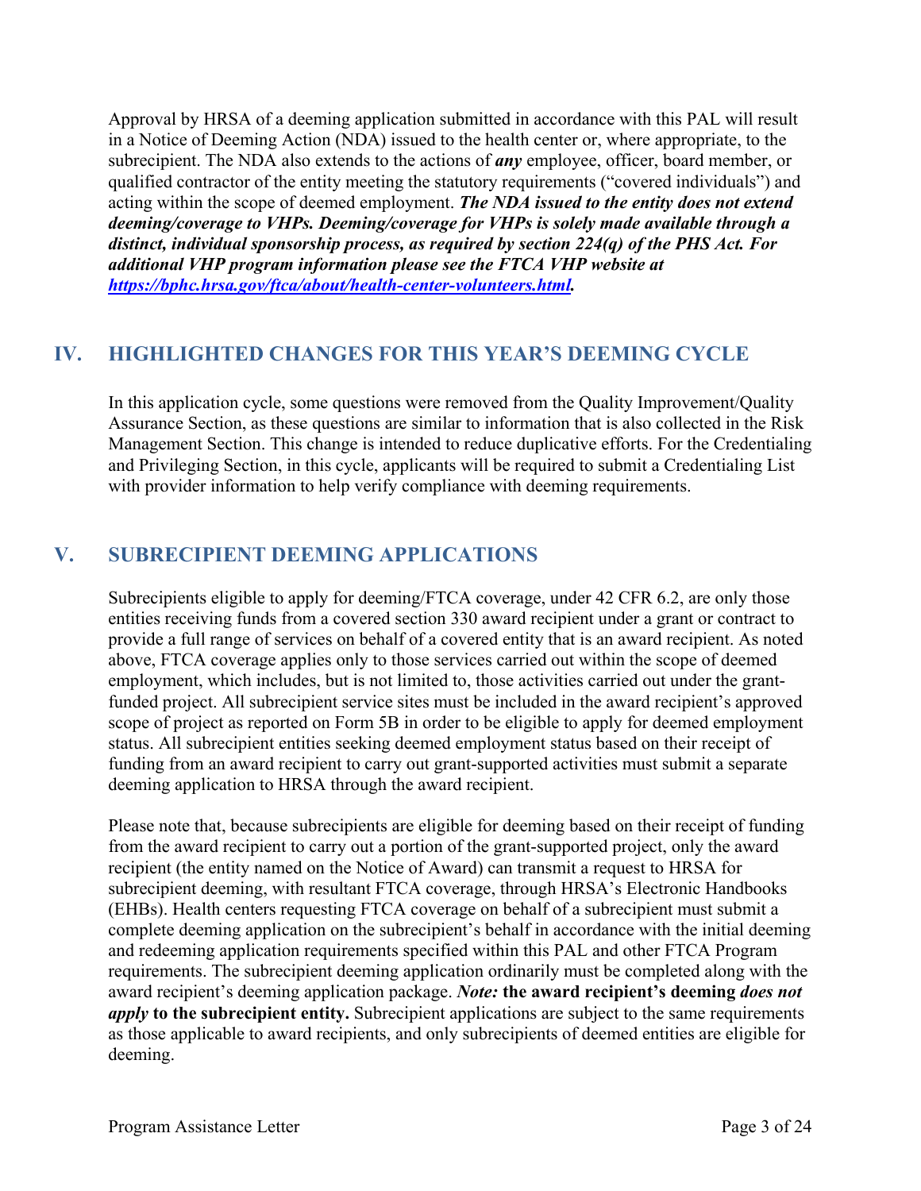Approval by HRSA of a deeming application submitted in accordance with this PAL will result in a Notice of Deeming Action (NDA) issued to the health center or, where appropriate, to the subrecipient. The NDA also extends to the actions of ***any*** employee, officer, board member, or qualified contractor of the entity meeting the statutory requirements ("covered individuals") and acting within the scope of deemed employment. ***The NDA issued to the entity does not extend deeming/coverage to VHPs. Deeming/coverage for VHPs is solely made available through a distinct, individual sponsorship process, as required by section 224(q) of the PHS Act. For additional VHP program information please see the FTCA VHP website at [https://bphc.hrsa.gov/ftca/about/health-center-volunteers.html](https://bphc.hrsa.gov/ftca/about/health-center-volunteers.html).***

## IV. HIGHLIGHTED CHANGES FOR THIS YEAR'S DEEMING CYCLE

In this application cycle, some questions were removed from the Quality Improvement/Quality Assurance Section, as these questions are similar to information that is also collected in the Risk Management Section. This change is intended to reduce duplicative efforts. For the Credentialing and Privileging Section, in this cycle, applicants will be required to submit a Credentialing List with provider information to help verify compliance with deeming requirements.

## V. SUBRECIPIENT DEEMING APPLICATIONS

Subrecipients eligible to apply for deeming/FTCA coverage, under 42 CFR 6.2, are only those entities receiving funds from a covered section 330 award recipient under a grant or contract to provide a full range of services on behalf of a covered entity that is an award recipient. As noted above, FTCA coverage applies only to those services carried out within the scope of deemed employment, which includes, but is not limited to, those activities carried out under the grant-funded project. All subrecipient service sites must be included in the award recipient's approved scope of project as reported on Form 5B in order to be eligible to apply for deemed employment status. All subrecipient entities seeking deemed employment status based on their receipt of funding from an award recipient to carry out grant-supported activities must submit a separate deeming application to HRSA through the award recipient.

Please note that, because subrecipients are eligible for deeming based on their receipt of funding from the award recipient to carry out a portion of the grant-supported project, only the award recipient (the entity named on the Notice of Award) can transmit a request to HRSA for subrecipient deeming, with resultant FTCA coverage, through HRSA's Electronic Handbooks (EHBs). Health centers requesting FTCA coverage on behalf of a subrecipient must submit a complete deeming application on the subrecipient's behalf in accordance with the initial deeming and redeeming application requirements specified within this PAL and other FTCA Program requirements. The subrecipient deeming application ordinarily must be completed along with the award recipient's deeming application package. ***Note:*** **the award recipient's deeming *does not apply* to the subrecipient entity.** Subrecipient applications are subject to the same requirements as those applicable to award recipients, and only subrecipients of deemed entities are eligible for deeming.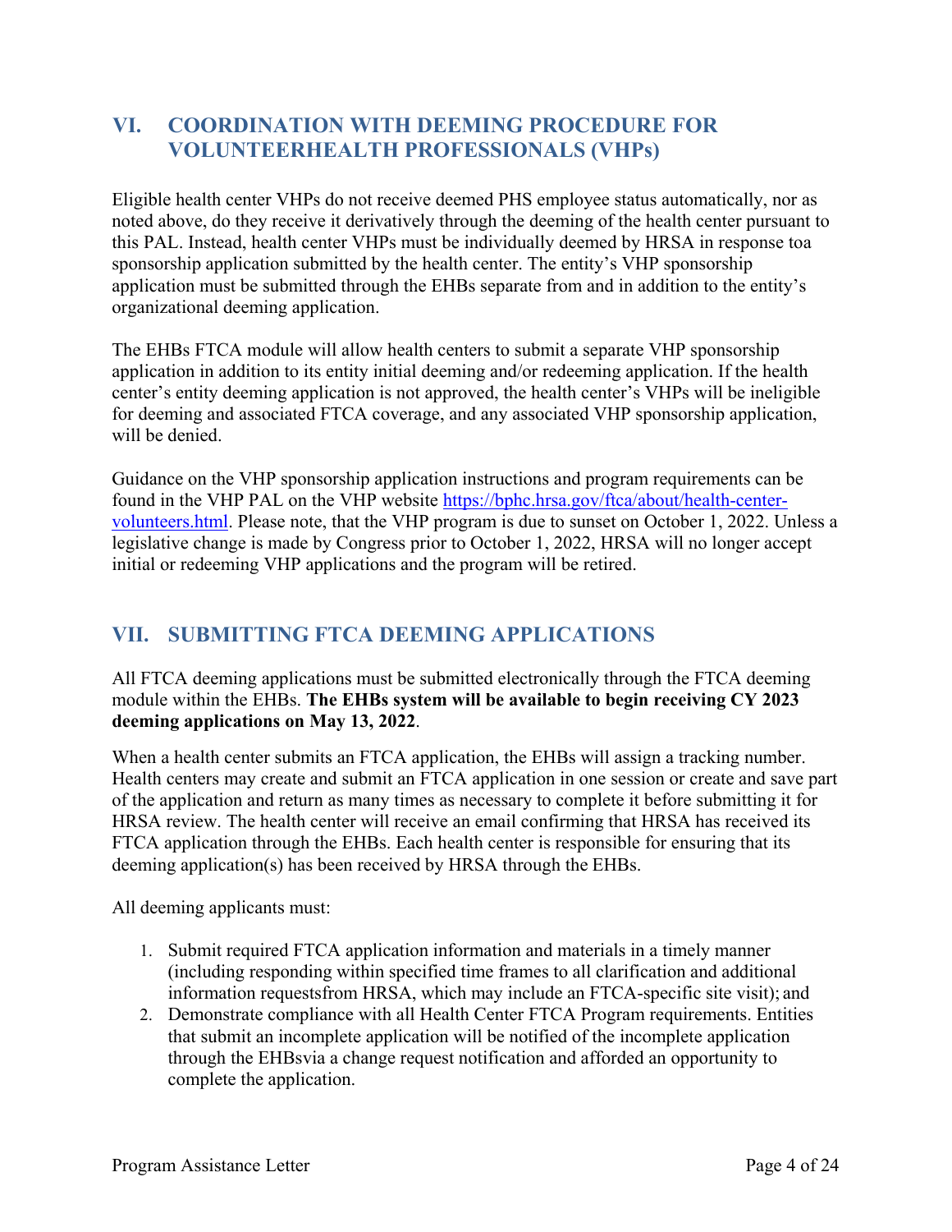## VI. COORDINATION WITH DEEMING PROCEDURE FOR VOLUNTEERHEALTH PROFESSIONALS (VHPs)

Eligible health center VHPs do not receive deemed PHS employee status automatically, nor as noted above, do they receive it derivatively through the deeming of the health center pursuant to this PAL. Instead, health center VHPs must be individually deemed by HRSA in response toa sponsorship application submitted by the health center. The entity's VHP sponsorship application must be submitted through the EHBs separate from and in addition to the entity's organizational deeming application.

The EHBs FTCA module will allow health centers to submit a separate VHP sponsorship application in addition to its entity initial deeming and/or redeeming application. If the health center's entity deeming application is not approved, the health center's VHPs will be ineligible for deeming and associated FTCA coverage, and any associated VHP sponsorship application, will be denied.

Guidance on the VHP sponsorship application instructions and program requirements can be found in the VHP PAL on the VHP website [https://bphc.hrsa.gov/ftca/about/health-center-volunteers.html](https://bphc.hrsa.gov/ftca/about/health-center-volunteers.html). Please note, that the VHP program is due to sunset on October 1, 2022. Unless a legislative change is made by Congress prior to October 1, 2022, HRSA will no longer accept initial or redeeming VHP applications and the program will be retired.

## VII. SUBMITTING FTCA DEEMING APPLICATIONS

All FTCA deeming applications must be submitted electronically through the FTCA deeming module within the EHBs. **The EHBs system will be available to begin receiving CY 2023 deeming applications on May 13, 2022**.

When a health center submits an FTCA application, the EHBs will assign a tracking number. Health centers may create and submit an FTCA application in one session or create and save part of the application and return as many times as necessary to complete it before submitting it for HRSA review. The health center will receive an email confirming that HRSA has received its FTCA application through the EHBs. Each health center is responsible for ensuring that its deeming application(s) has been received by HRSA through the EHBs.

All deeming applicants must:

1. Submit required FTCA application information and materials in a timely manner (including responding within specified time frames to all clarification and additional information requestsfrom HRSA, which may include an FTCA-specific site visit); and
2. Demonstrate compliance with all Health Center FTCA Program requirements. Entities that submit an incomplete application will be notified of the incomplete application through the EHBsvia a change request notification and afforded an opportunity to complete the application.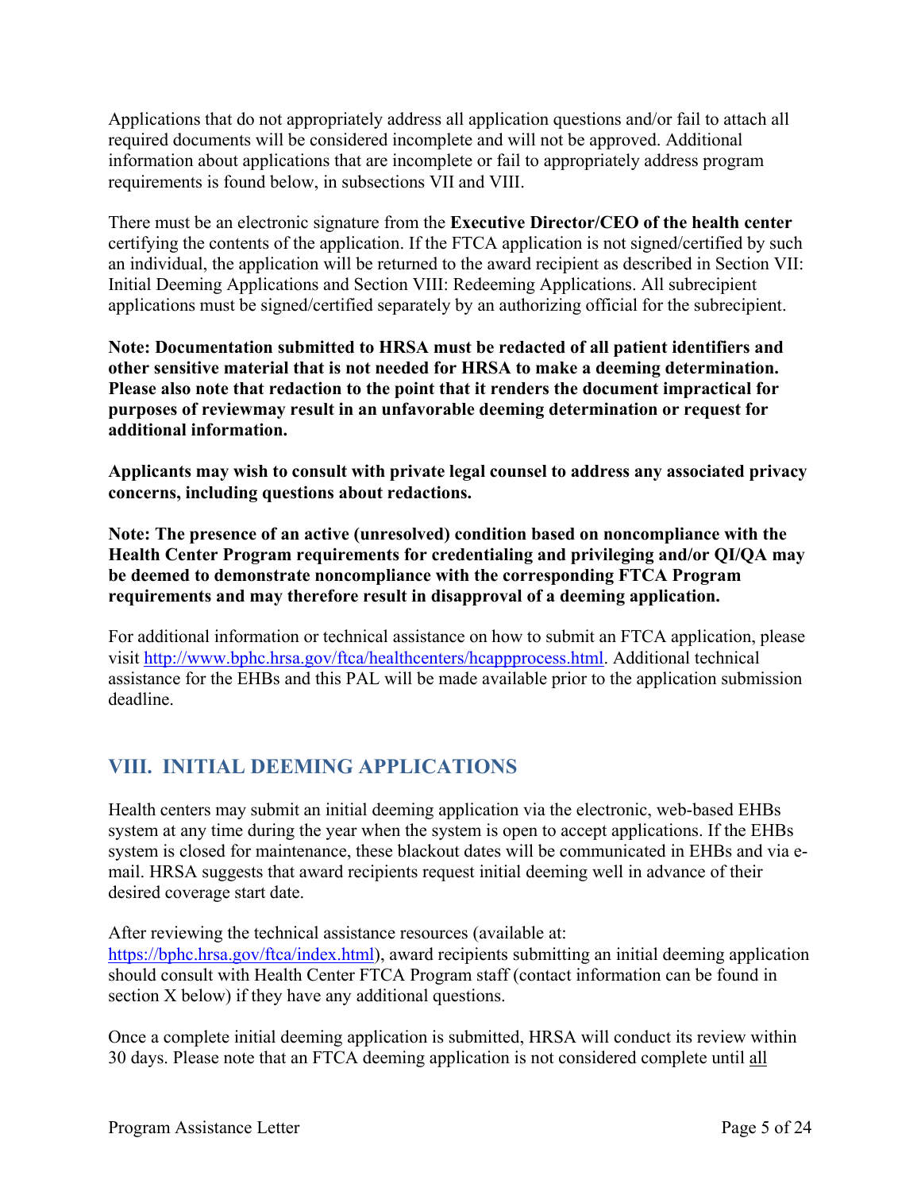Applications that do not appropriately address all application questions and/or fail to attach all required documents will be considered incomplete and will not be approved. Additional information about applications that are incomplete or fail to appropriately address program requirements is found below, in subsections VII and VIII.

There must be an electronic signature from the **Executive Director/CEO of the health center** certifying the contents of the application. If the FTCA application is not signed/certified by such an individual, the application will be returned to the award recipient as described in Section VII: Initial Deeming Applications and Section VIII: Redeeming Applications. All subrecipient applications must be signed/certified separately by an authorizing official for the subrecipient.

**Note: Documentation submitted to HRSA must be redacted of all patient identifiers and other sensitive material that is not needed for HRSA to make a deeming determination. Please also note that redaction to the point that it renders the document impractical for purposes of reviewmay result in an unfavorable deeming determination or request for additional information.**

**Applicants may wish to consult with private legal counsel to address any associated privacy concerns, including questions about redactions.**

**Note: The presence of an active (unresolved) condition based on noncompliance with the Health Center Program requirements for credentialing and privileging and/or QI/QA may be deemed to demonstrate noncompliance with the corresponding FTCA Program requirements and may therefore result in disapproval of a deeming application.**

For additional information or technical assistance on how to submit an FTCA application, please visit http://www.bphc.hrsa.gov/ftca/healthcenters/hcappprocess.html. Additional technical assistance for the EHBs and this PAL will be made available prior to the application submission deadline.

## VIII. INITIAL DEEMING APPLICATIONS

Health centers may submit an initial deeming application via the electronic, web-based EHBs system at any time during the year when the system is open to accept applications. If the EHBs system is closed for maintenance, these blackout dates will be communicated in EHBs and via e-mail. HRSA suggests that award recipients request initial deeming well in advance of their desired coverage start date.

After reviewing the technical assistance resources (available at: https://bphc.hrsa.gov/ftca/index.html), award recipients submitting an initial deeming application should consult with Health Center FTCA Program staff (contact information can be found in section X below) if they have any additional questions.

Once a complete initial deeming application is submitted, HRSA will conduct its review within 30 days. Please note that an FTCA deeming application is not considered complete until all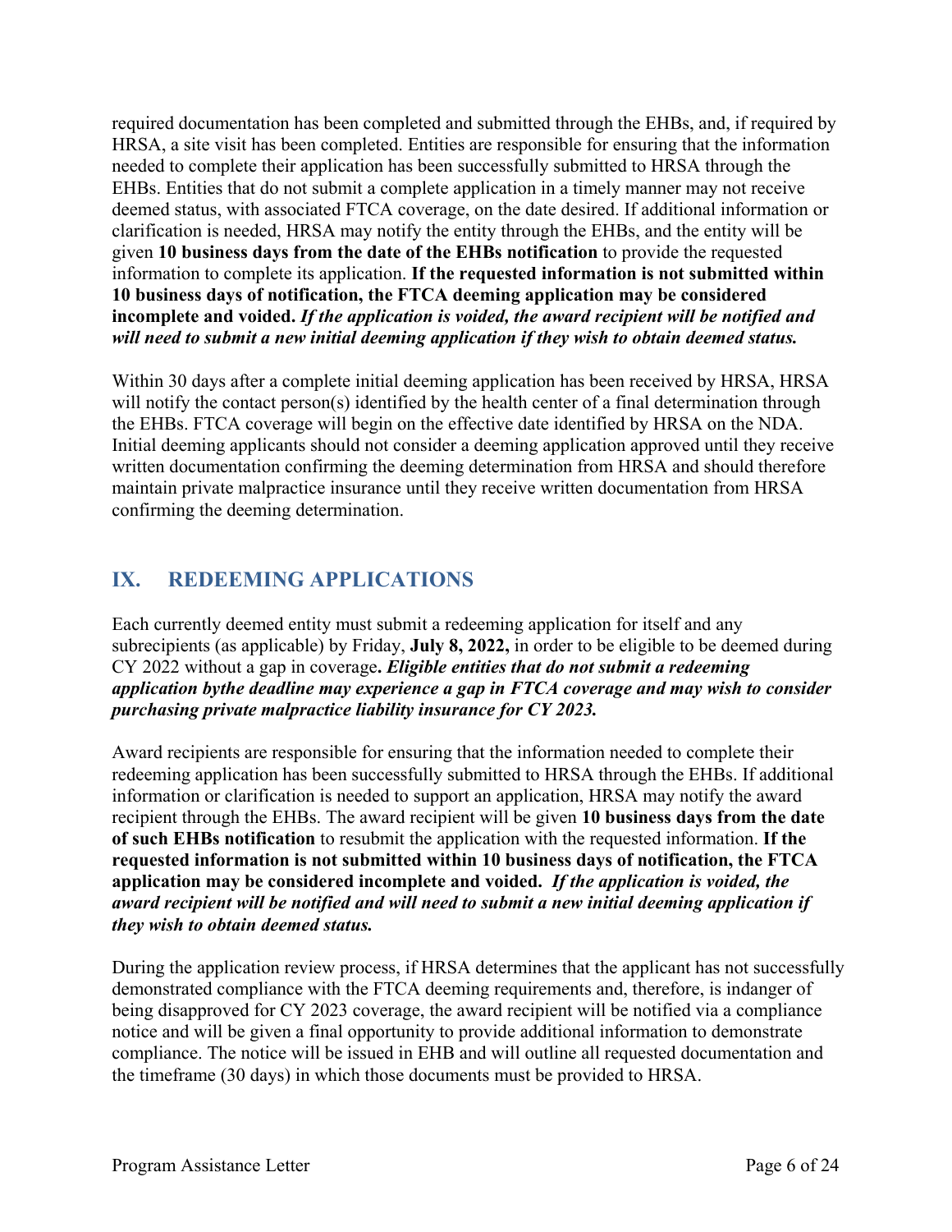required documentation has been completed and submitted through the EHBs, and, if required by HRSA, a site visit has been completed. Entities are responsible for ensuring that the information needed to complete their application has been successfully submitted to HRSA through the EHBs. Entities that do not submit a complete application in a timely manner may not receive deemed status, with associated FTCA coverage, on the date desired. If additional information or clarification is needed, HRSA may notify the entity through the EHBs, and the entity will be given **10 business days from the date of the EHBs notification** to provide the requested information to complete its application. **If the requested information is not submitted within 10 business days of notification, the FTCA deeming application may be considered incomplete and voided.** ***If the application is voided, the award recipient will be notified and will need to submit a new initial deeming application if they wish to obtain deemed status.***

Within 30 days after a complete initial deeming application has been received by HRSA, HRSA will notify the contact person(s) identified by the health center of a final determination through the EHBs. FTCA coverage will begin on the effective date identified by HRSA on the NDA. Initial deeming applicants should not consider a deeming application approved until they receive written documentation confirming the deeming determination from HRSA and should therefore maintain private malpractice insurance until they receive written documentation from HRSA confirming the deeming determination.

## IX. REDEEMING APPLICATIONS

Each currently deemed entity must submit a redeeming application for itself and any subrecipients (as applicable) by Friday, **July 8, 2022,** in order to be eligible to be deemed during CY 2022 without a gap in coverage**.** ***Eligible entities that do not submit a redeeming application bythe deadline may experience a gap in FTCA coverage and may wish to consider purchasing private malpractice liability insurance for CY 2023.***

Award recipients are responsible for ensuring that the information needed to complete their redeeming application has been successfully submitted to HRSA through the EHBs. If additional information or clarification is needed to support an application, HRSA may notify the award recipient through the EHBs. The award recipient will be given **10 business days from the date of such EHBs notification** to resubmit the application with the requested information. **If the requested information is not submitted within 10 business days of notification, the FTCA application may be considered incomplete and voided.** ***If the application is voided, the award recipient will be notified and will need to submit a new initial deeming application if they wish to obtain deemed status.***

During the application review process, if HRSA determines that the applicant has not successfully demonstrated compliance with the FTCA deeming requirements and, therefore, is indanger of being disapproved for CY 2023 coverage, the award recipient will be notified via a compliance notice and will be given a final opportunity to provide additional information to demonstrate compliance. The notice will be issued in EHB and will outline all requested documentation and the timeframe (30 days) in which those documents must be provided to HRSA.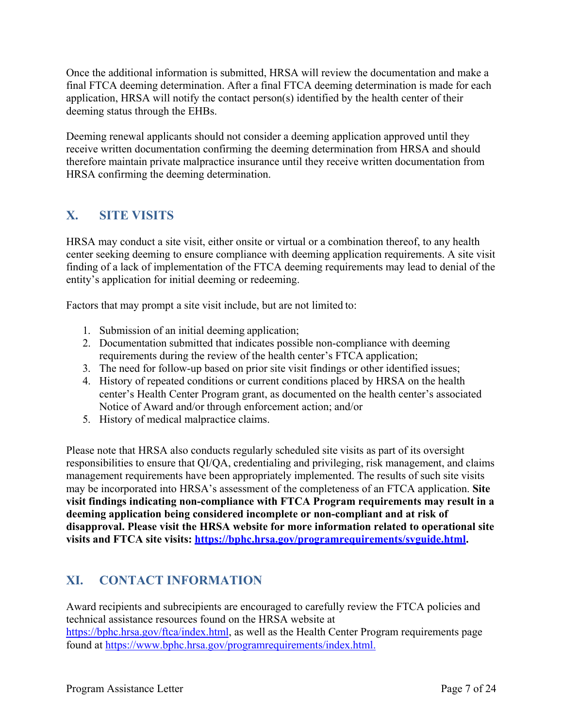Once the additional information is submitted, HRSA will review the documentation and make a final FTCA deeming determination. After a final FTCA deeming determination is made for each application, HRSA will notify the contact person(s) identified by the health center of their deeming status through the EHBs.

Deeming renewal applicants should not consider a deeming application approved until they receive written documentation confirming the deeming determination from HRSA and should therefore maintain private malpractice insurance until they receive written documentation from HRSA confirming the deeming determination.

## X. SITE VISITS

HRSA may conduct a site visit, either onsite or virtual or a combination thereof, to any health center seeking deeming to ensure compliance with deeming application requirements. A site visit finding of a lack of implementation of the FTCA deeming requirements may lead to denial of the entity's application for initial deeming or redeeming.

Factors that may prompt a site visit include, but are not limited to:

1. Submission of an initial deeming application;
2. Documentation submitted that indicates possible non-compliance with deeming requirements during the review of the health center's FTCA application;
3. The need for follow-up based on prior site visit findings or other identified issues;
4. History of repeated conditions or current conditions placed by HRSA on the health center's Health Center Program grant, as documented on the health center's associated Notice of Award and/or through enforcement action; and/or
5. History of medical malpractice claims.

Please note that HRSA also conducts regularly scheduled site visits as part of its oversight responsibilities to ensure that QI/QA, credentialing and privileging, risk management, and claims management requirements have been appropriately implemented. The results of such site visits may be incorporated into HRSA's assessment of the completeness of an FTCA application. **Site visit findings indicating non-compliance with FTCA Program requirements may result in a deeming application being considered incomplete or non-compliant and at risk of disapproval. Please visit the HRSA website for more information related to operational site visits and FTCA site visits: [https://bphc.hrsa.gov/programrequirements/svguide.html](https://bphc.hrsa.gov/programrequirements/svguide.html).**

## XI. CONTACT INFORMATION

Award recipients and subrecipients are encouraged to carefully review the FTCA policies and technical assistance resources found on the HRSA website at [https://bphc.hrsa.gov/ftca/index.html](https://bphc.hrsa.gov/ftca/index.html), as well as the Health Center Program requirements page found at [https://www.bphc.hrsa.gov/programrequirements/index.html.](https://www.bphc.hrsa.gov/programrequirements/index.html)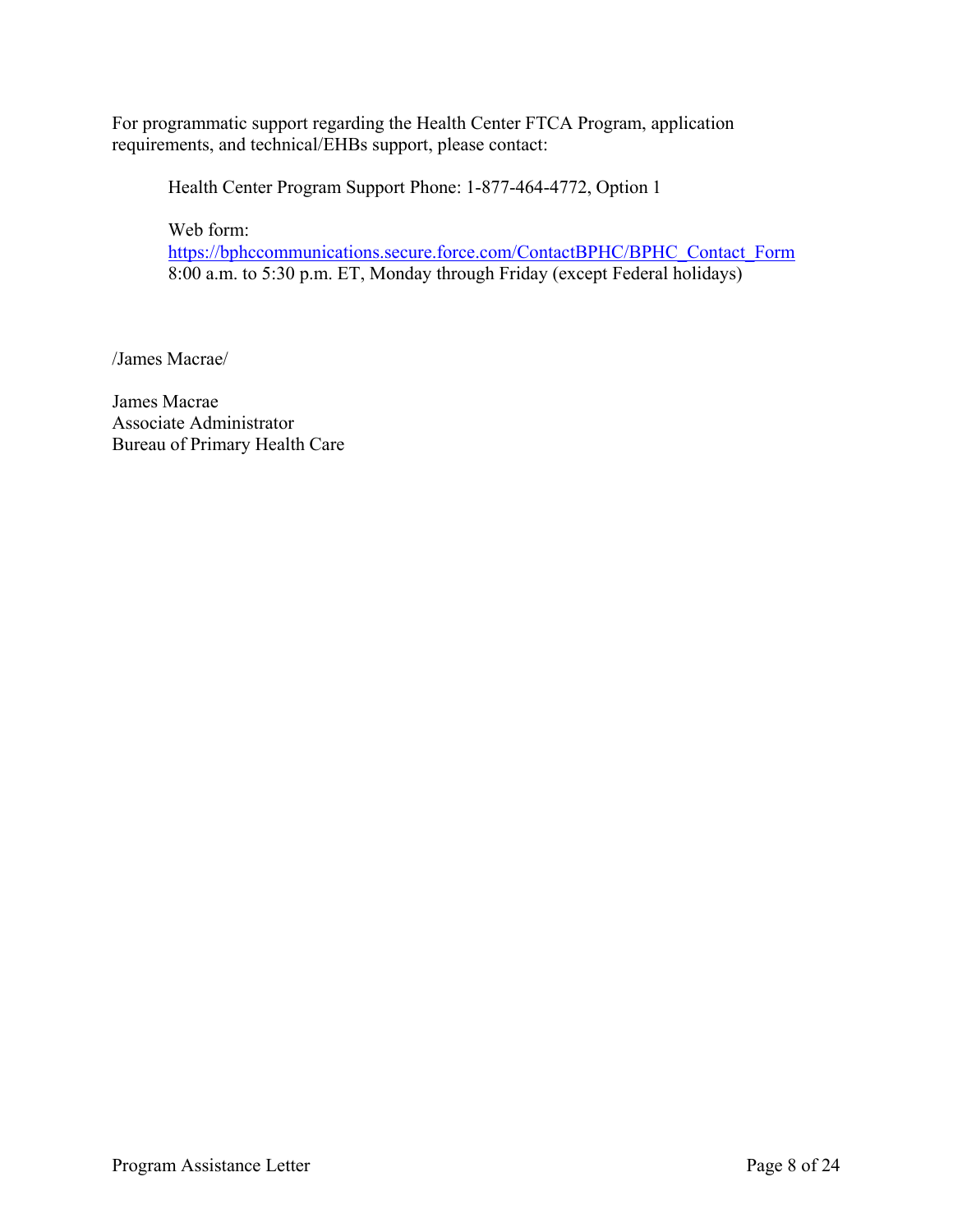For programmatic support regarding the Health Center FTCA Program, application requirements, and technical/EHBs support, please contact:

Health Center Program Support Phone: 1-877-464-4772, Option 1

Web form:
https://bphccommunications.secure.force.com/ContactBPHC/BPHC_Contact_Form
8:00 a.m. to 5:30 p.m. ET, Monday through Friday (except Federal holidays)

/James Macrae/

James Macrae
Associate Administrator
Bureau of Primary Health Care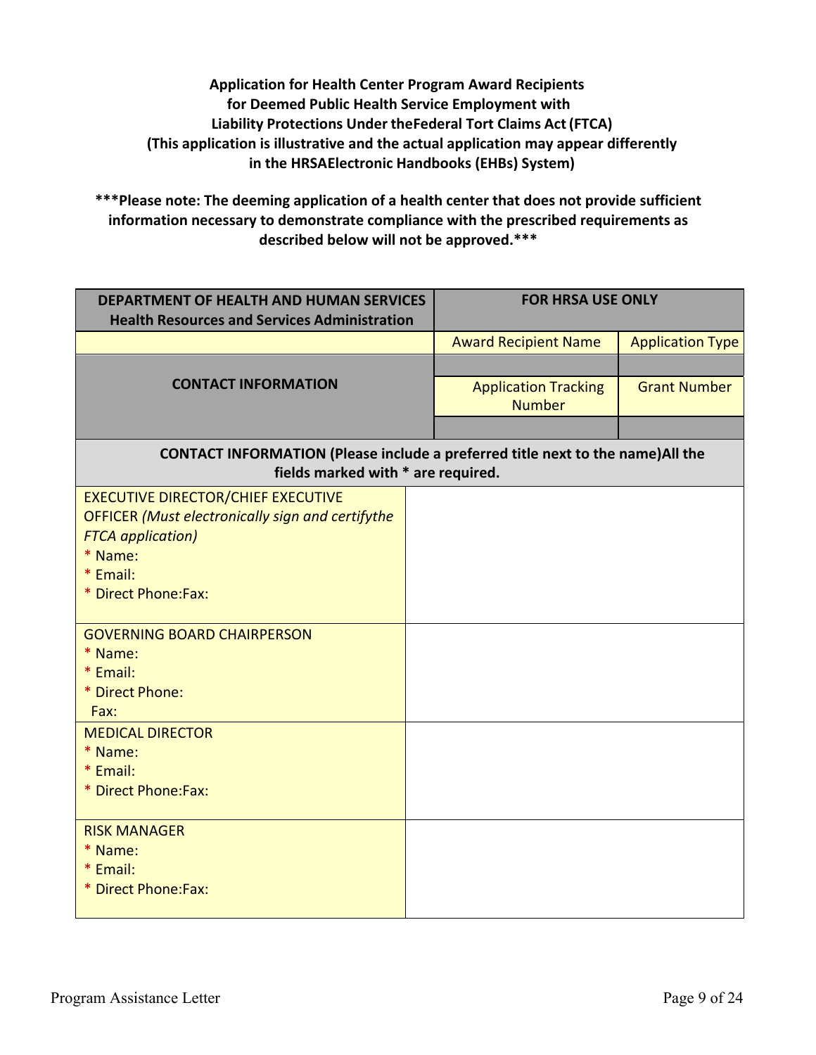**Application for Health Center Program Award Recipients for Deemed Public Health Service Employment with Liability Protections Under theFederal Tort Claims Act (FTCA) (This application is illustrative and the actual application may appear differently in the HRSAElectronic Handbooks (EHBs) System)**

**\*\*\*Please note: The deeming application of a health center that does not provide sufficient information necessary to demonstrate compliance with the prescribed requirements as described below will not be approved.\*\*\***

| **DEPARTMENT OF HEALTH AND HUMAN SERVICES Health Resources and Services Administration** | **FOR HRSA USE ONLY** | |
|---|---|---|
| | Award Recipient Name | Application Type |
| **CONTACT INFORMATION** | | |
| | Application Tracking Number | Grant Number |
| | | |

| **CONTACT INFORMATION (Please include a preferred title next to the name)All the fields marked with * are required.** | |
|---|---|
| EXECUTIVE DIRECTOR/CHIEF EXECUTIVE OFFICER *(Must electronically sign and certifythe FTCA application)*<br>* Name:<br>* Email:<br>* Direct Phone:Fax: | |
| GOVERNING BOARD CHAIRPERSON<br>* Name:<br>* Email:<br>* Direct Phone:<br>Fax: | |
| MEDICAL DIRECTOR<br>* Name:<br>* Email:<br>* Direct Phone:Fax: | |
| RISK MANAGER<br>* Name:<br>* Email:<br>* Direct Phone:Fax: | |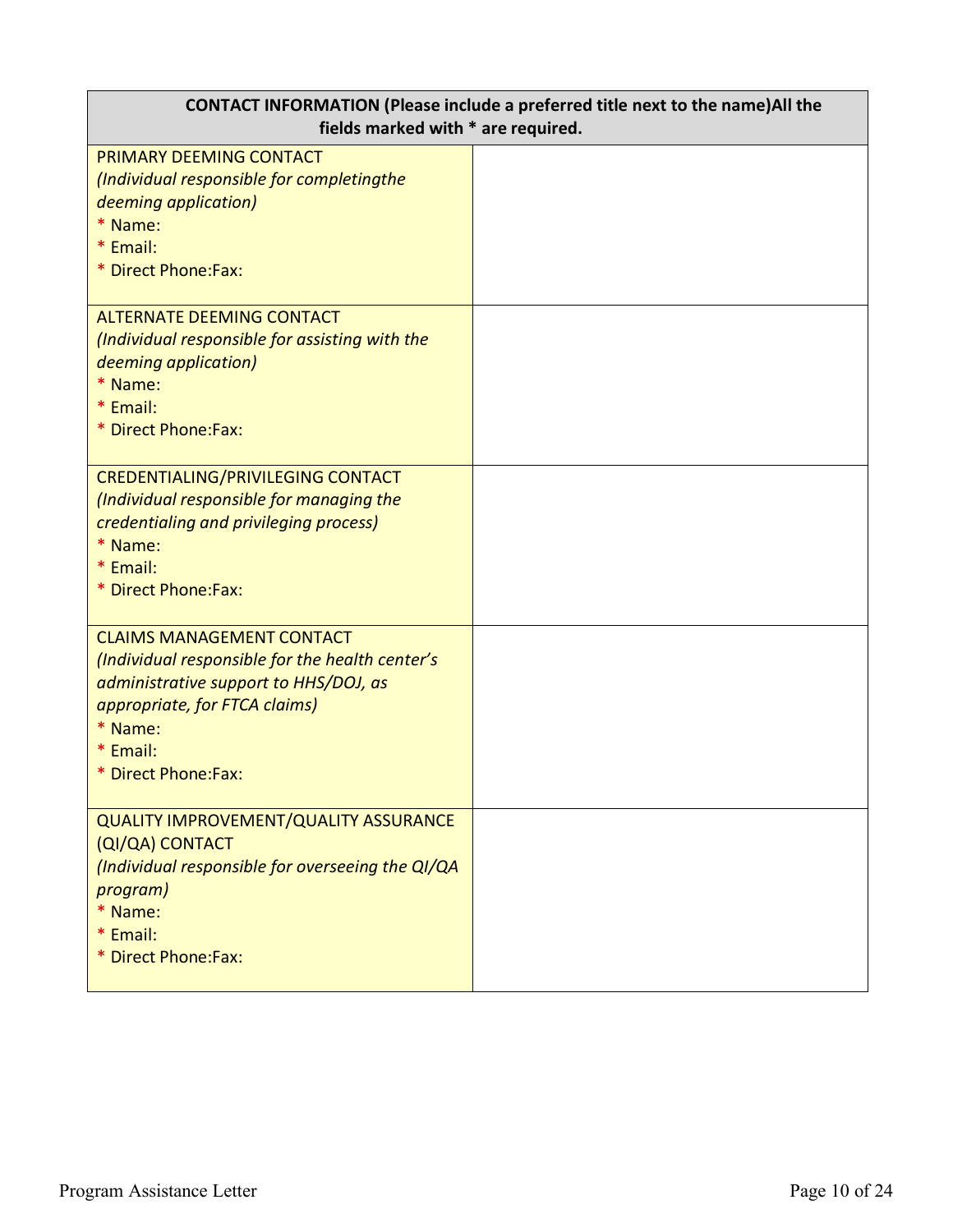| CONTACT INFORMATION (Please include a preferred title next to the name)All the fields marked with * are required. | |
|---|---|
| PRIMARY DEEMING CONTACT<br>*(Individual responsible for completingthe deeming application)*<br>* Name:<br>* Email:<br>* Direct Phone:Fax: | |
| ALTERNATE DEEMING CONTACT<br>*(Individual responsible for assisting with the deeming application)*<br>* Name:<br>* Email:<br>* Direct Phone:Fax: | |
| CREDENTIALING/PRIVILEGING CONTACT<br>*(Individual responsible for managing the credentialing and privileging process)*<br>* Name:<br>* Email:<br>* Direct Phone:Fax: | |
| CLAIMS MANAGEMENT CONTACT<br>*(Individual responsible for the health center's administrative support to HHS/DOJ, as appropriate, for FTCA claims)*<br>* Name:<br>* Email:<br>* Direct Phone:Fax: | |
| QUALITY IMPROVEMENT/QUALITY ASSURANCE (QI/QA) CONTACT<br>*(Individual responsible for overseeing the QI/QA program)*<br>* Name:<br>* Email:<br>* Direct Phone:Fax: | |

Program Assistance Letter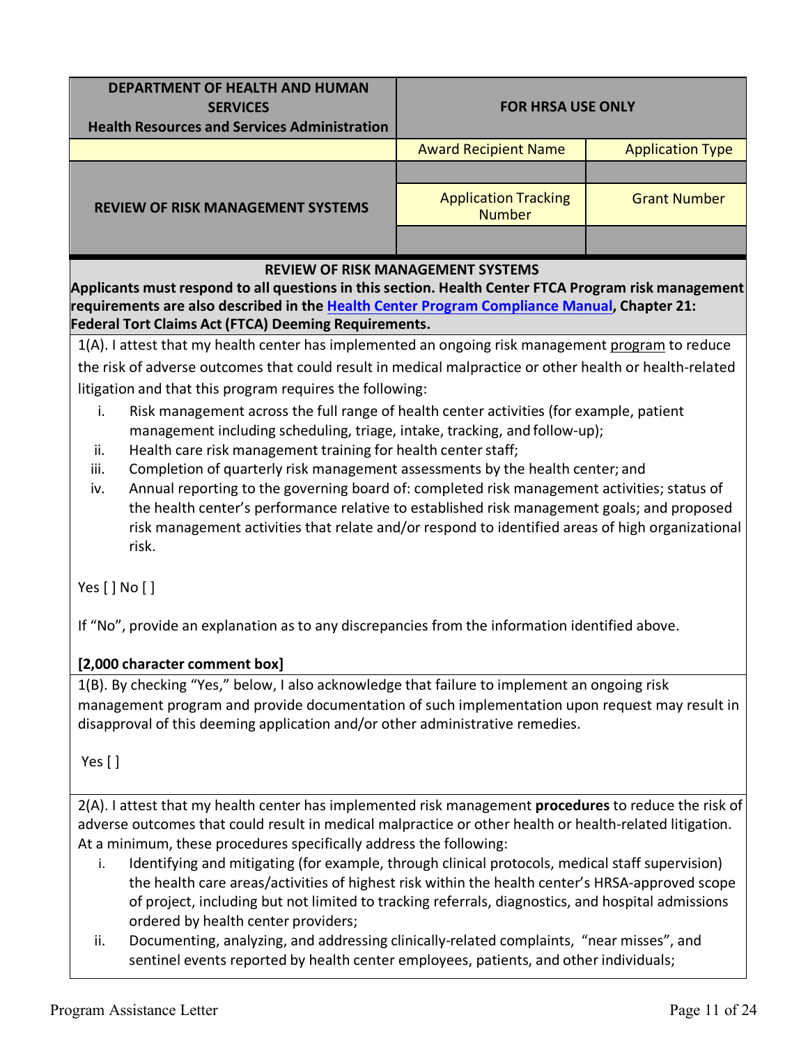| DEPARTMENT OF HEALTH AND HUMAN SERVICES<br>Health Resources and Services Administration | FOR HRSA USE ONLY | |
|---|---|---|
| | Award Recipient Name | Application Type |
| REVIEW OF RISK MANAGEMENT SYSTEMS | | |
| | Application Tracking Number | Grant Number |
| | | |

**REVIEW OF RISK MANAGEMENT SYSTEMS**

**Applicants must respond to all questions in this section. Health Center FTCA Program risk management requirements are also described in the [Health Center Program Compliance Manual](), Chapter 21: Federal Tort Claims Act (FTCA) Deeming Requirements.**

1(A). I attest that my health center has implemented an ongoing risk management program to reduce the risk of adverse outcomes that could result in medical malpractice or other health or health-related litigation and that this program requires the following:

i. Risk management across the full range of health center activities (for example, patient management including scheduling, triage, intake, tracking, and follow-up);
ii. Health care risk management training for health center staff;
iii. Completion of quarterly risk management assessments by the health center; and
iv. Annual reporting to the governing board of: completed risk management activities; status of the health center's performance relative to established risk management goals; and proposed risk management activities that relate and/or respond to identified areas of high organizational risk.

Yes [ ] No [ ]

If "No", provide an explanation as to any discrepancies from the information identified above.

**[2,000 character comment box]**

1(B). By checking "Yes," below, I also acknowledge that failure to implement an ongoing risk management program and provide documentation of such implementation upon request may result in disapproval of this deeming application and/or other administrative remedies.

Yes [ ]

2(A). I attest that my health center has implemented risk management **procedures** to reduce the risk of adverse outcomes that could result in medical malpractice or other health or health-related litigation. At a minimum, these procedures specifically address the following:

i. Identifying and mitigating (for example, through clinical protocols, medical staff supervision) the health care areas/activities of highest risk within the health center's HRSA-approved scope of project, including but not limited to tracking referrals, diagnostics, and hospital admissions ordered by health center providers;
ii. Documenting, analyzing, and addressing clinically-related complaints, "near misses", and sentinel events reported by health center employees, patients, and other individuals;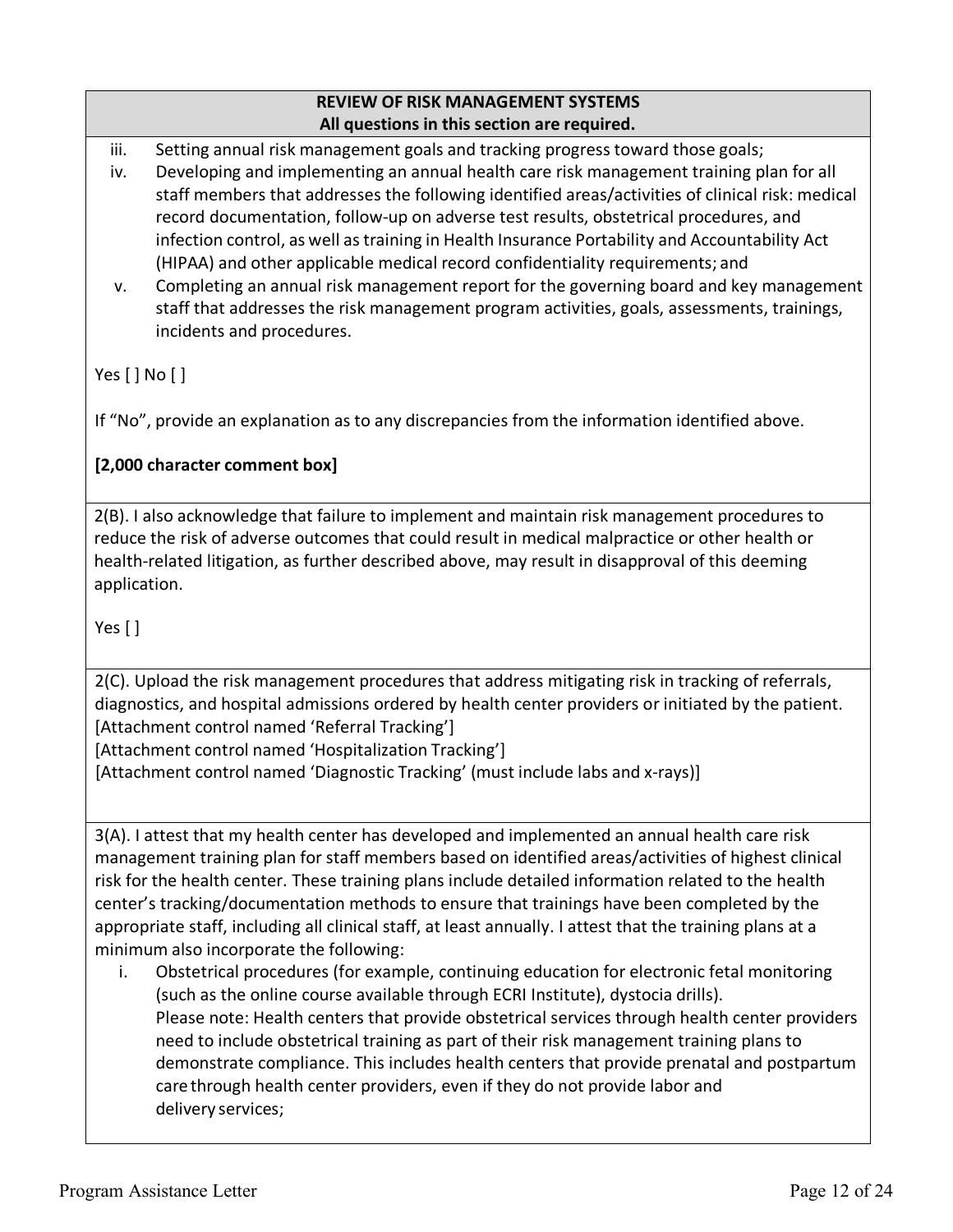**REVIEW OF RISK MANAGEMENT SYSTEMS**
**All questions in this section are required.**

iii. Setting annual risk management goals and tracking progress toward those goals;

iv. Developing and implementing an annual health care risk management training plan for all staff members that addresses the following identified areas/activities of clinical risk: medical record documentation, follow-up on adverse test results, obstetrical procedures, and infection control, as well as training in Health Insurance Portability and Accountability Act (HIPAA) and other applicable medical record confidentiality requirements; and

v. Completing an annual risk management report for the governing board and key management staff that addresses the risk management program activities, goals, assessments, trainings, incidents and procedures.

Yes [ ] No [ ]

If "No", provide an explanation as to any discrepancies from the information identified above.

**[2,000 character comment box]**

---

2(B). I also acknowledge that failure to implement and maintain risk management procedures to reduce the risk of adverse outcomes that could result in medical malpractice or other health or health-related litigation, as further described above, may result in disapproval of this deeming application.

Yes [ ]

---

2(C). Upload the risk management procedures that address mitigating risk in tracking of referrals, diagnostics, and hospital admissions ordered by health center providers or initiated by the patient.
[Attachment control named 'Referral Tracking']
[Attachment control named 'Hospitalization Tracking']
[Attachment control named 'Diagnostic Tracking' (must include labs and x-rays)]

---

3(A). I attest that my health center has developed and implemented an annual health care risk management training plan for staff members based on identified areas/activities of highest clinical risk for the health center. These training plans include detailed information related to the health center's tracking/documentation methods to ensure that trainings have been completed by the appropriate staff, including all clinical staff, at least annually. I attest that the training plans at a minimum also incorporate the following:

i. Obstetrical procedures (for example, continuing education for electronic fetal monitoring (such as the online course available through ECRI Institute), dystocia drills).
Please note: Health centers that provide obstetrical services through health center providers need to include obstetrical training as part of their risk management training plans to demonstrate compliance. This includes health centers that provide prenatal and postpartum care through health center providers, even if they do not provide labor and delivery services;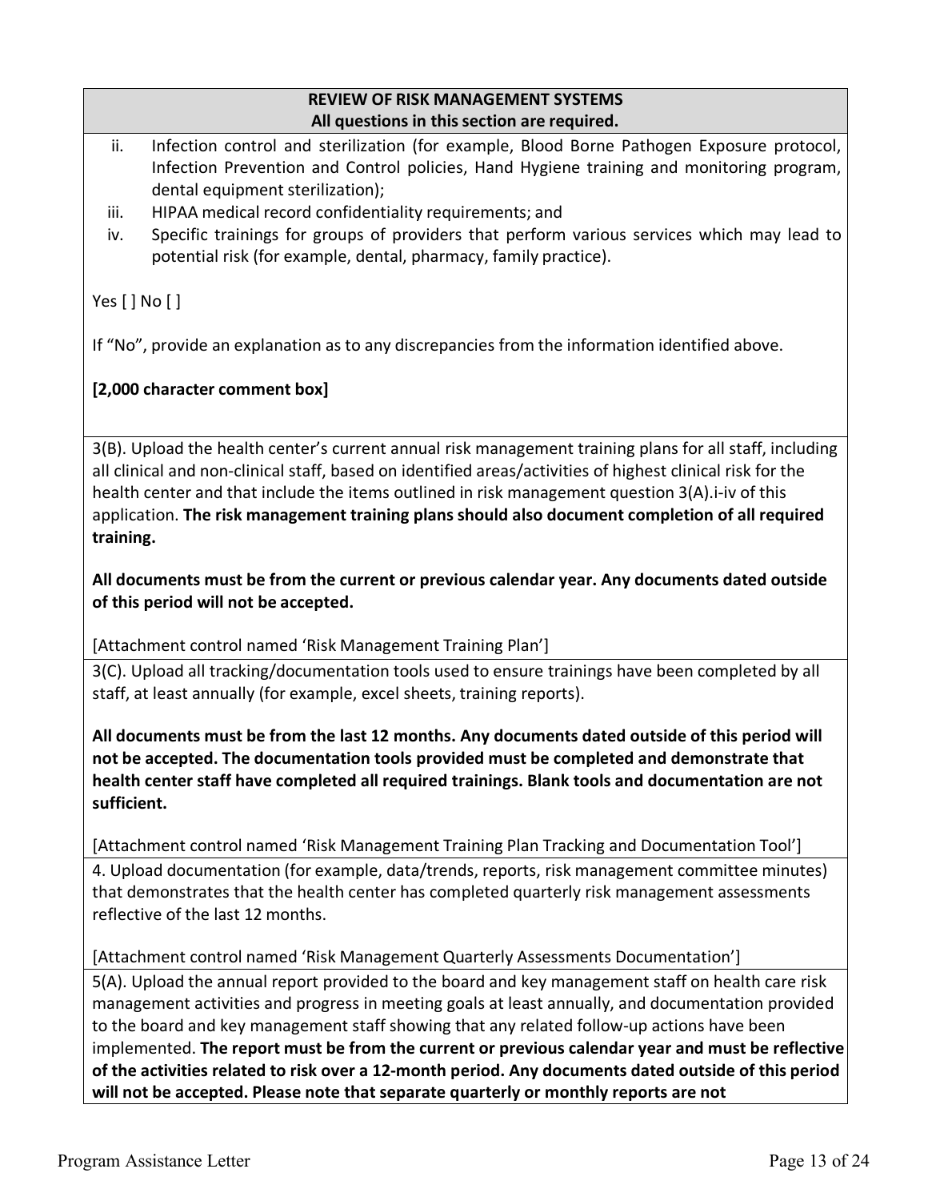**REVIEW OF RISK MANAGEMENT SYSTEMS**
**All questions in this section are required.**

ii. Infection control and sterilization (for example, Blood Borne Pathogen Exposure protocol, Infection Prevention and Control policies, Hand Hygiene training and monitoring program, dental equipment sterilization);

iii. HIPAA medical record confidentiality requirements; and

iv. Specific trainings for groups of providers that perform various services which may lead to potential risk (for example, dental, pharmacy, family practice).

Yes [ ] No [ ]

If "No", provide an explanation as to any discrepancies from the information identified above.

**[2,000 character comment box]**

3(B). Upload the health center's current annual risk management training plans for all staff, including all clinical and non-clinical staff, based on identified areas/activities of highest clinical risk for the health center and that include the items outlined in risk management question 3(A).i-iv of this application. **The risk management training plans should also document completion of all required training.**

**All documents must be from the current or previous calendar year. Any documents dated outside of this period will not be accepted.**

[Attachment control named 'Risk Management Training Plan']

3(C). Upload all tracking/documentation tools used to ensure trainings have been completed by all staff, at least annually (for example, excel sheets, training reports).

**All documents must be from the last 12 months. Any documents dated outside of this period will not be accepted. The documentation tools provided must be completed and demonstrate that health center staff have completed all required trainings. Blank tools and documentation are not sufficient.**

[Attachment control named 'Risk Management Training Plan Tracking and Documentation Tool']

4. Upload documentation (for example, data/trends, reports, risk management committee minutes) that demonstrates that the health center has completed quarterly risk management assessments reflective of the last 12 months.

[Attachment control named 'Risk Management Quarterly Assessments Documentation']

5(A). Upload the annual report provided to the board and key management staff on health care risk management activities and progress in meeting goals at least annually, and documentation provided to the board and key management staff showing that any related follow-up actions have been implemented. **The report must be from the current or previous calendar year and must be reflective of the activities related to risk over a 12-month period. Any documents dated outside of this period will not be accepted. Please note that separate quarterly or monthly reports are not**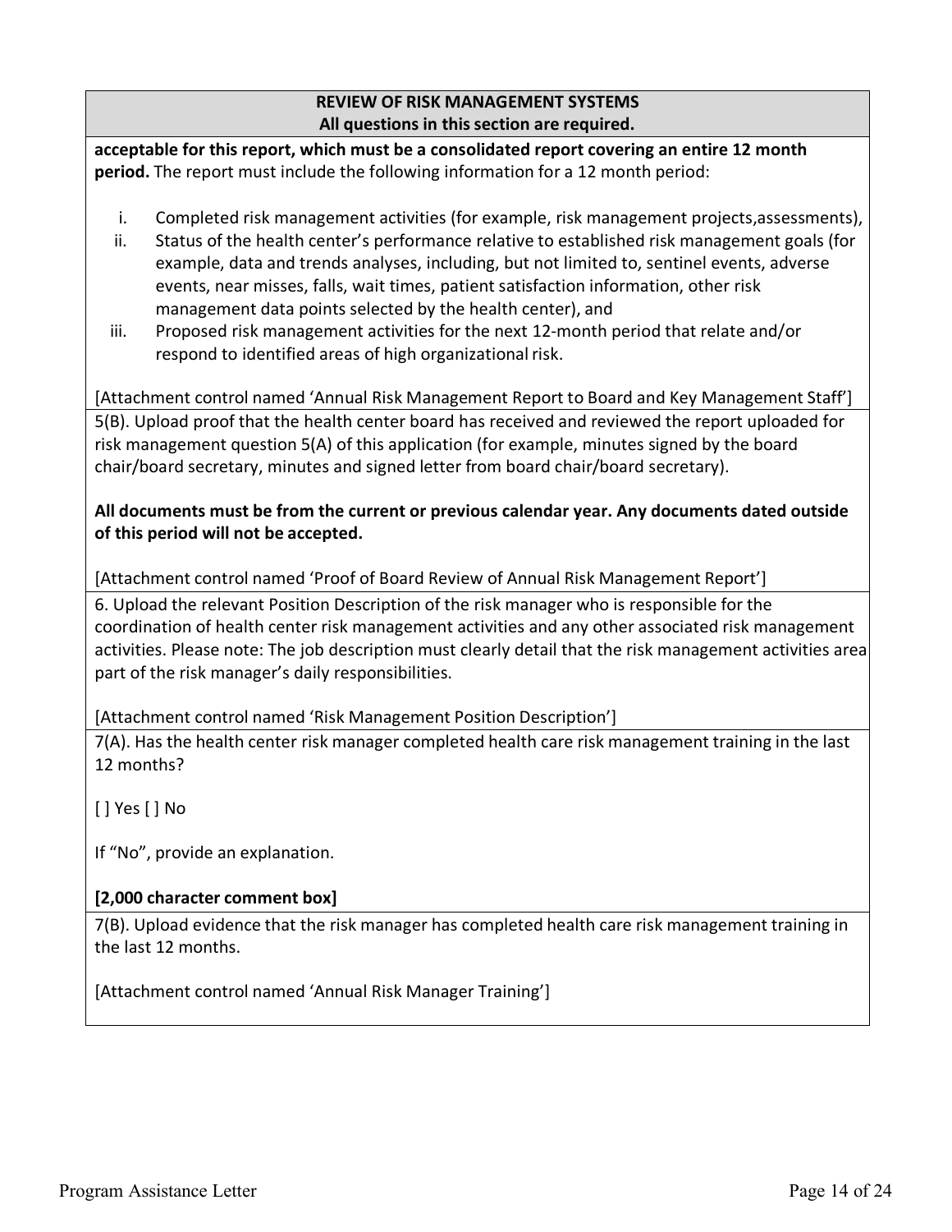**REVIEW OF RISK MANAGEMENT SYSTEMS**
**All questions in this section are required.**

**acceptable for this report, which must be a consolidated report covering an entire 12 month period.** The report must include the following information for a 12 month period:

i. Completed risk management activities (for example, risk management projects,assessments),
ii. Status of the health center's performance relative to established risk management goals (for example, data and trends analyses, including, but not limited to, sentinel events, adverse events, near misses, falls, wait times, patient satisfaction information, other risk management data points selected by the health center), and
iii. Proposed risk management activities for the next 12-month period that relate and/or respond to identified areas of high organizational risk.

[Attachment control named 'Annual Risk Management Report to Board and Key Management Staff']

5(B). Upload proof that the health center board has received and reviewed the report uploaded for risk management question 5(A) of this application (for example, minutes signed by the board chair/board secretary, minutes and signed letter from board chair/board secretary).

**All documents must be from the current or previous calendar year. Any documents dated outside of this period will not be accepted.**

[Attachment control named 'Proof of Board Review of Annual Risk Management Report']

6. Upload the relevant Position Description of the risk manager who is responsible for the coordination of health center risk management activities and any other associated risk management activities. Please note: The job description must clearly detail that the risk management activities area part of the risk manager's daily responsibilities.

[Attachment control named 'Risk Management Position Description']

7(A). Has the health center risk manager completed health care risk management training in the last 12 months?

[ ] Yes [ ] No

If "No", provide an explanation.

**[2,000 character comment box]**

7(B). Upload evidence that the risk manager has completed health care risk management training in the last 12 months.

[Attachment control named 'Annual Risk Manager Training']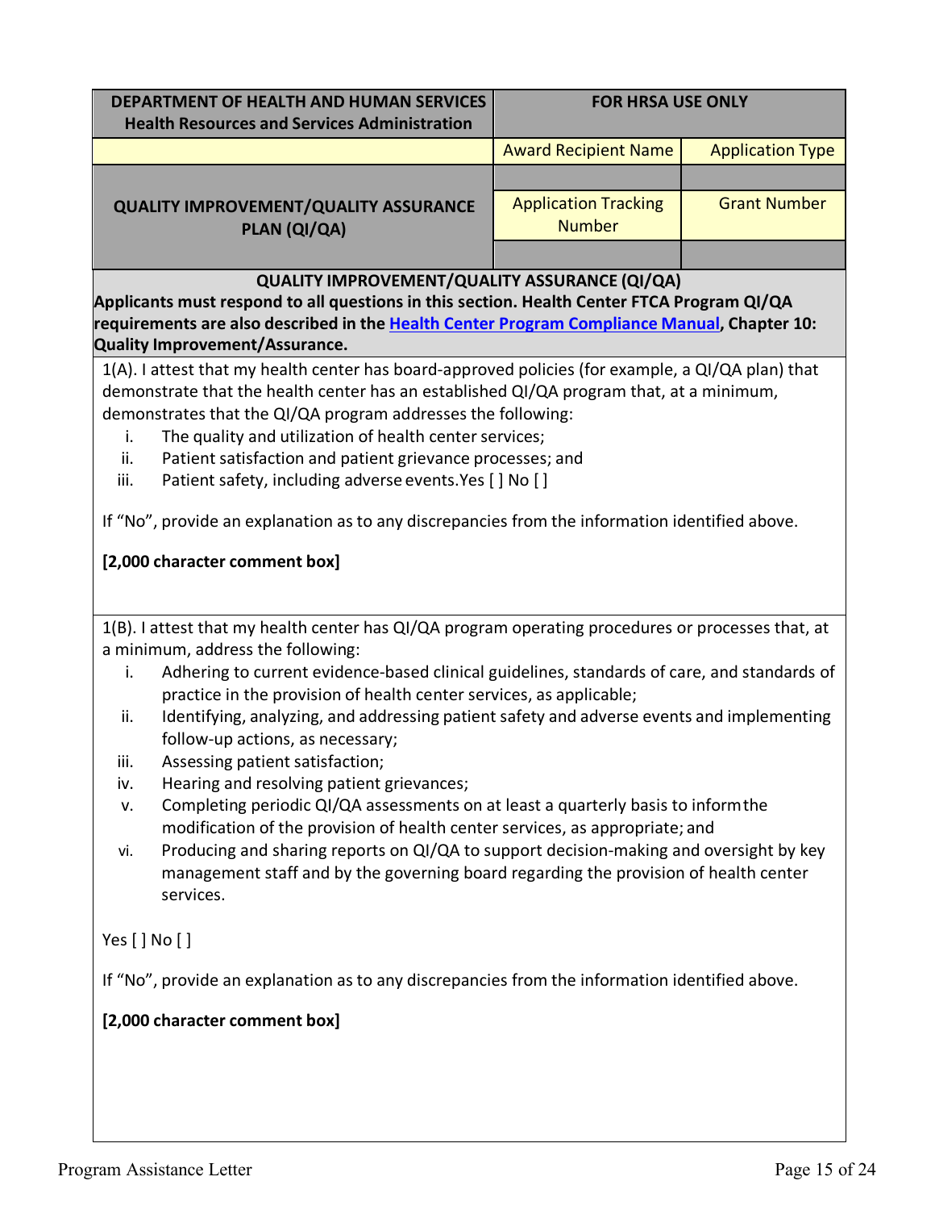| DEPARTMENT OF HEALTH AND HUMAN SERVICES Health Resources and Services Administration | FOR HRSA USE ONLY | |
|---|---|---|
| | Award Recipient Name | Application Type |
| QUALITY IMPROVEMENT/QUALITY ASSURANCE PLAN (QI/QA) | | |
| | Application Tracking Number | Grant Number |
| | | |

**QUALITY IMPROVEMENT/QUALITY ASSURANCE (QI/QA)**

**Applicants must respond to all questions in this section. Health Center FTCA Program QI/QA requirements are also described in the Health Center Program Compliance Manual, Chapter 10: Quality Improvement/Assurance.**

1(A). I attest that my health center has board-approved policies (for example, a QI/QA plan) that demonstrate that the health center has an established QI/QA program that, at a minimum, demonstrates that the QI/QA program addresses the following:

i. The quality and utilization of health center services;
ii. Patient satisfaction and patient grievance processes; and
iii. Patient safety, including adverse events. Yes [ ] No [ ]

If "No", provide an explanation as to any discrepancies from the information identified above.

**[2,000 character comment box]**

1(B). I attest that my health center has QI/QA program operating procedures or processes that, at a minimum, address the following:

i. Adhering to current evidence-based clinical guidelines, standards of care, and standards of practice in the provision of health center services, as applicable;
ii. Identifying, analyzing, and addressing patient safety and adverse events and implementing follow-up actions, as necessary;
iii. Assessing patient satisfaction;
iv. Hearing and resolving patient grievances;
v. Completing periodic QI/QA assessments on at least a quarterly basis to inform the modification of the provision of health center services, as appropriate; and
vi. Producing and sharing reports on QI/QA to support decision-making and oversight by key management staff and by the governing board regarding the provision of health center services.

Yes [ ] No [ ]

If "No", provide an explanation as to any discrepancies from the information identified above.

**[2,000 character comment box]**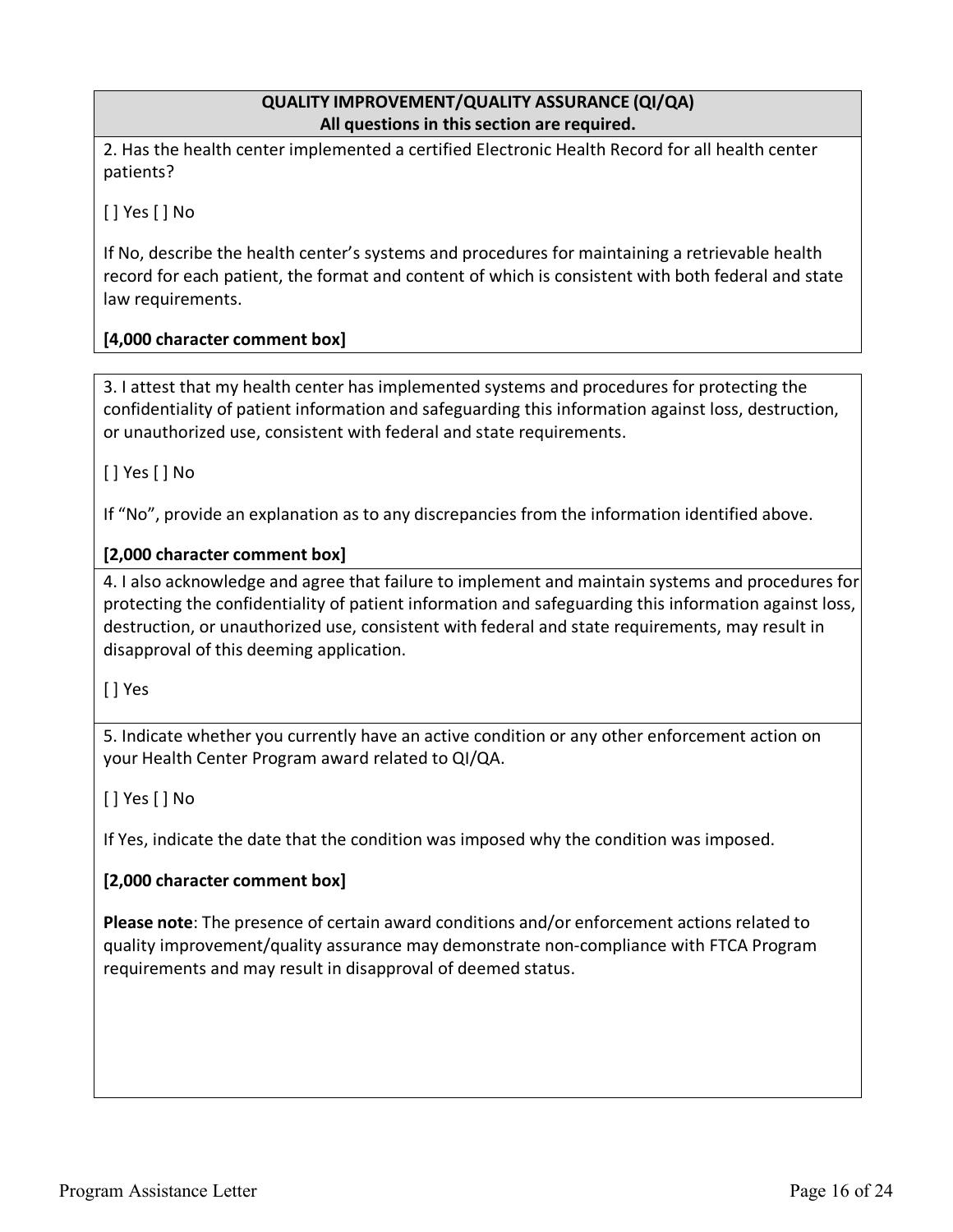**QUALITY IMPROVEMENT/QUALITY ASSURANCE (QI/QA)**
**All questions in this section are required.**

2. Has the health center implemented a certified Electronic Health Record for all health center patients?

[ ] Yes [ ] No

If No, describe the health center's systems and procedures for maintaining a retrievable health record for each patient, the format and content of which is consistent with both federal and state law requirements.

**[4,000 character comment box]**

3. I attest that my health center has implemented systems and procedures for protecting the confidentiality of patient information and safeguarding this information against loss, destruction, or unauthorized use, consistent with federal and state requirements.

[ ] Yes [ ] No

If "No", provide an explanation as to any discrepancies from the information identified above.

**[2,000 character comment box]**

4. I also acknowledge and agree that failure to implement and maintain systems and procedures for protecting the confidentiality of patient information and safeguarding this information against loss, destruction, or unauthorized use, consistent with federal and state requirements, may result in disapproval of this deeming application.

[ ] Yes

5. Indicate whether you currently have an active condition or any other enforcement action on your Health Center Program award related to QI/QA.

[ ] Yes [ ] No

If Yes, indicate the date that the condition was imposed why the condition was imposed.

**[2,000 character comment box]**

**Please note**: The presence of certain award conditions and/or enforcement actions related to quality improvement/quality assurance may demonstrate non-compliance with FTCA Program requirements and may result in disapproval of deemed status.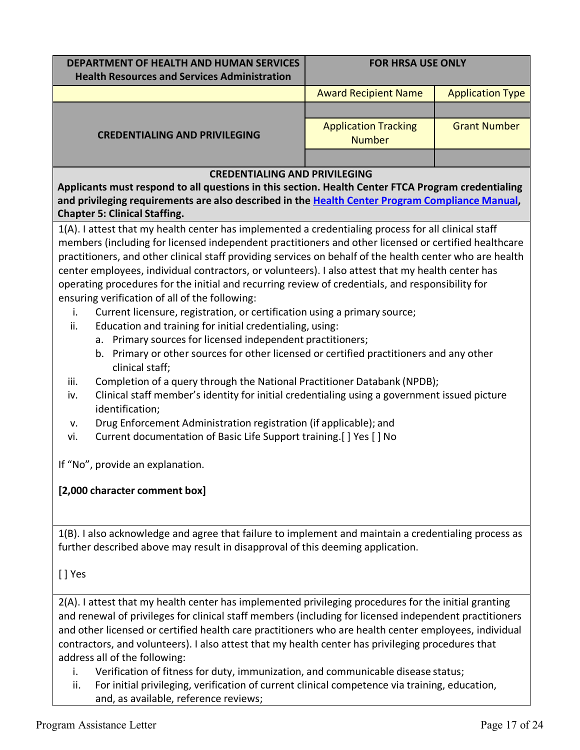| DEPARTMENT OF HEALTH AND HUMAN SERVICES<br>Health Resources and Services Administration | FOR HRSA USE ONLY | |
|---|---|---|
| | Award Recipient Name | Application Type |
| CREDENTIALING AND PRIVILEGING | | |
| | Application Tracking Number | Grant Number |
| | | |

**CREDENTIALING AND PRIVILEGING**

**Applicants must respond to all questions in this section. Health Center FTCA Program credentialing and privileging requirements are also described in the [Health Center Program Compliance Manual](), Chapter 5: Clinical Staffing.**

1(A). I attest that my health center has implemented a credentialing process for all clinical staff members (including for licensed independent practitioners and other licensed or certified healthcare practitioners, and other clinical staff providing services on behalf of the health center who are health center employees, individual contractors, or volunteers). I also attest that my health center has operating procedures for the initial and recurring review of credentials, and responsibility for ensuring verification of all of the following:

i. Current licensure, registration, or certification using a primary source;
ii. Education and training for initial credentialing, using:
   a. Primary sources for licensed independent practitioners;
   b. Primary or other sources for other licensed or certified practitioners and any other clinical staff;
iii. Completion of a query through the National Practitioner Databank (NPDB);
iv. Clinical staff member's identity for initial credentialing using a government issued picture identification;
v. Drug Enforcement Administration registration (if applicable); and
vi. Current documentation of Basic Life Support training.[ ] Yes [ ] No

If "No", provide an explanation.

**[2,000 character comment box]**

1(B). I also acknowledge and agree that failure to implement and maintain a credentialing process as further described above may result in disapproval of this deeming application.

[ ] Yes

2(A). I attest that my health center has implemented privileging procedures for the initial granting and renewal of privileges for clinical staff members (including for licensed independent practitioners and other licensed or certified health care practitioners who are health center employees, individual contractors, and volunteers). I also attest that my health center has privileging procedures that address all of the following:

i. Verification of fitness for duty, immunization, and communicable disease status;
ii. For initial privileging, verification of current clinical competence via training, education, and, as available, reference reviews;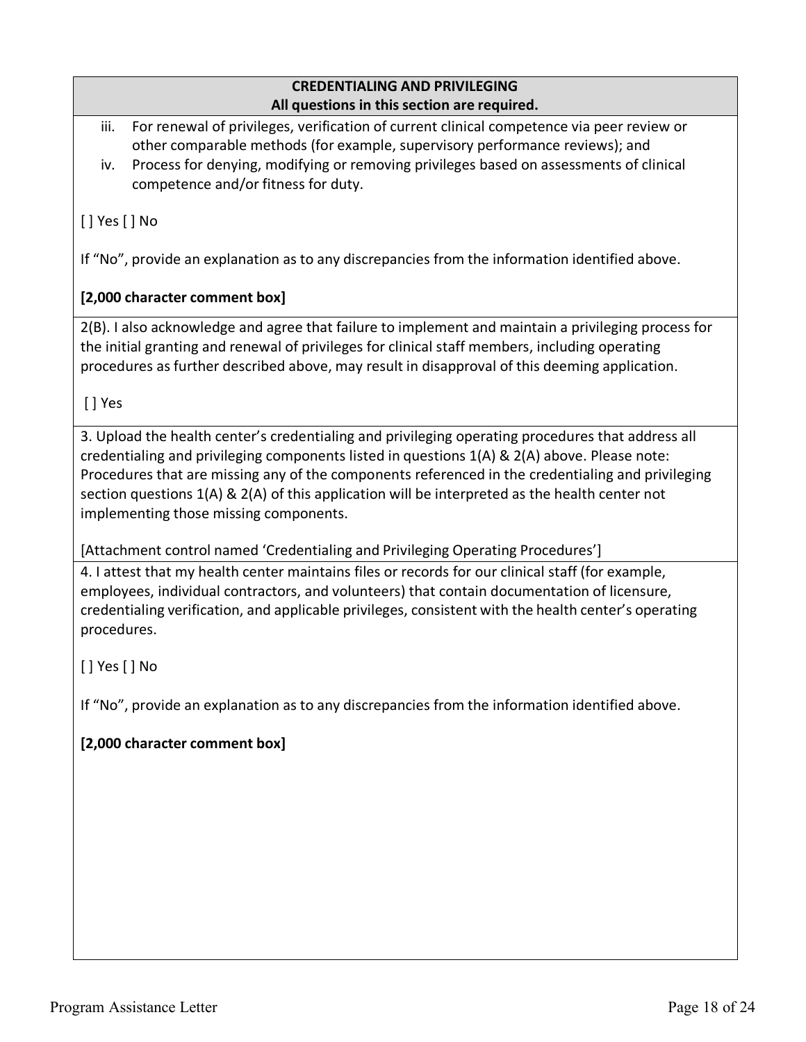**CREDENTIALING AND PRIVILEGING**
**All questions in this section are required.**

iii. For renewal of privileges, verification of current clinical competence via peer review or other comparable methods (for example, supervisory performance reviews); and
iv. Process for denying, modifying or removing privileges based on assessments of clinical competence and/or fitness for duty.

[ ] Yes [ ] No

If "No", provide an explanation as to any discrepancies from the information identified above.

**[2,000 character comment box]**

2(B). I also acknowledge and agree that failure to implement and maintain a privileging process for the initial granting and renewal of privileges for clinical staff members, including operating procedures as further described above, may result in disapproval of this deeming application.

[ ] Yes

3. Upload the health center's credentialing and privileging operating procedures that address all credentialing and privileging components listed in questions 1(A) & 2(A) above. Please note: Procedures that are missing any of the components referenced in the credentialing and privileging section questions 1(A) & 2(A) of this application will be interpreted as the health center not implementing those missing components.

[Attachment control named 'Credentialing and Privileging Operating Procedures']

4. I attest that my health center maintains files or records for our clinical staff (for example, employees, individual contractors, and volunteers) that contain documentation of licensure, credentialing verification, and applicable privileges, consistent with the health center's operating procedures.

[ ] Yes [ ] No

If "No", provide an explanation as to any discrepancies from the information identified above.

**[2,000 character comment box]**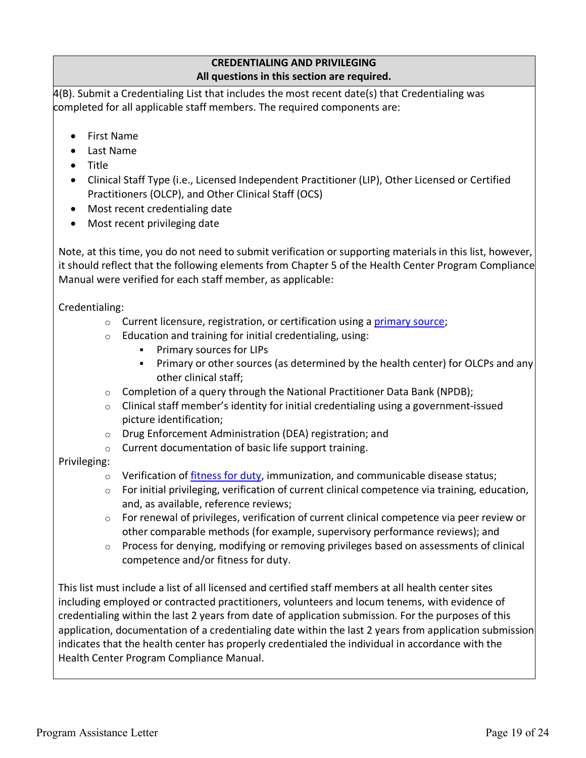**CREDENTIALING AND PRIVILEGING**
**All questions in this section are required.**

4(B). Submit a Credentialing List that includes the most recent date(s) that Credentialing was completed for all applicable staff members. The required components are:

- First Name
- Last Name
- Title
- Clinical Staff Type (i.e., Licensed Independent Practitioner (LIP), Other Licensed or Certified Practitioners (OLCP), and Other Clinical Staff (OCS)
- Most recent credentialing date
- Most recent privileging date

Note, at this time, you do not need to submit verification or supporting materials in this list, however, it should reflect that the following elements from Chapter 5 of the Health Center Program Compliance Manual were verified for each staff member, as applicable:

Credentialing:

- Current licensure, registration, or certification using a primary source;
- Education and training for initial credentialing, using:
  - Primary sources for LIPs
  - Primary or other sources (as determined by the health center) for OLCPs and any other clinical staff;
- Completion of a query through the National Practitioner Data Bank (NPDB);
- Clinical staff member's identity for initial credentialing using a government-issued picture identification;
- Drug Enforcement Administration (DEA) registration; and
- Current documentation of basic life support training.

Privileging:

- Verification of fitness for duty, immunization, and communicable disease status;
- For initial privileging, verification of current clinical competence via training, education, and, as available, reference reviews;
- For renewal of privileges, verification of current clinical competence via peer review or other comparable methods (for example, supervisory performance reviews); and
- Process for denying, modifying or removing privileges based on assessments of clinical competence and/or fitness for duty.

This list must include a list of all licensed and certified staff members at all health center sites including employed or contracted practitioners, volunteers and locum tenems, with evidence of credentialing within the last 2 years from date of application submission. For the purposes of this application, documentation of a credentialing date within the last 2 years from application submission indicates that the health center has properly credentialed the individual in accordance with the Health Center Program Compliance Manual.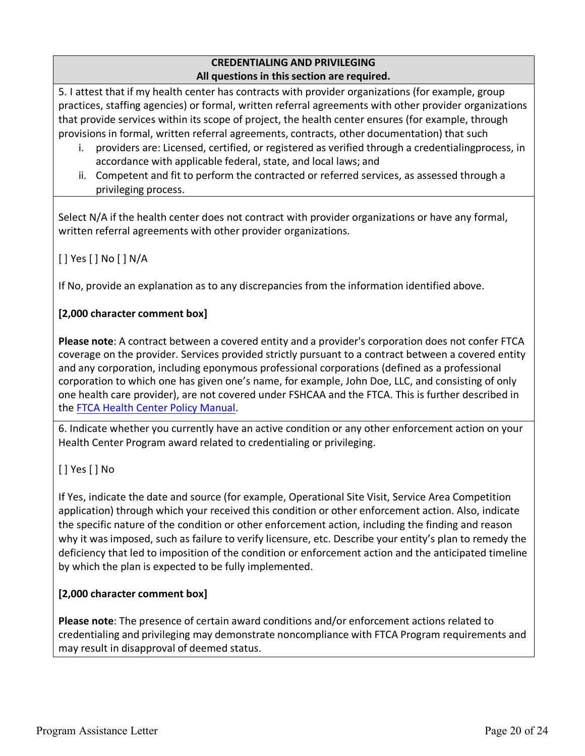**CREDENTIALING AND PRIVILEGING**
**All questions in this section are required.**

5. I attest that if my health center has contracts with provider organizations (for example, group practices, staffing agencies) or formal, written referral agreements with other provider organizations that provide services within its scope of project, the health center ensures (for example, through provisions in formal, written referral agreements, contracts, other documentation) that such

   i. providers are: Licensed, certified, or registered as verified through a credentialingprocess, in accordance with applicable federal, state, and local laws; and
   ii. Competent and fit to perform the contracted or referred services, as assessed through a privileging process.

Select N/A if the health center does not contract with provider organizations or have any formal, written referral agreements with other provider organizations.

[ ] Yes [ ] No [ ] N/A

If No, provide an explanation as to any discrepancies from the information identified above.

**[2,000 character comment box]**

**Please note**: A contract between a covered entity and a provider's corporation does not confer FTCA coverage on the provider. Services provided strictly pursuant to a contract between a covered entity and any corporation, including eponymous professional corporations (defined as a professional corporation to which one has given one's name, for example, John Doe, LLC, and consisting of only one health care provider), are not covered under FSHCAA and the FTCA. This is further described in the FTCA Health Center Policy Manual.

6. Indicate whether you currently have an active condition or any other enforcement action on your Health Center Program award related to credentialing or privileging.

[ ] Yes [ ] No

If Yes, indicate the date and source (for example, Operational Site Visit, Service Area Competition application) through which your received this condition or other enforcement action. Also, indicate the specific nature of the condition or other enforcement action, including the finding and reason why it was imposed, such as failure to verify licensure, etc. Describe your entity's plan to remedy the deficiency that led to imposition of the condition or enforcement action and the anticipated timeline by which the plan is expected to be fully implemented.

**[2,000 character comment box]**

**Please note**: The presence of certain award conditions and/or enforcement actions related to credentialing and privileging may demonstrate noncompliance with FTCA Program requirements and may result in disapproval of deemed status.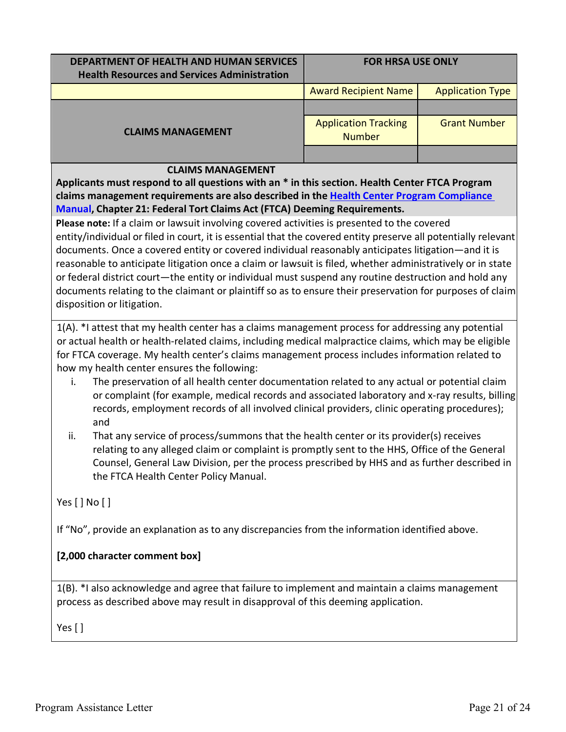| DEPARTMENT OF HEALTH AND HUMAN SERVICES Health Resources and Services Administration | FOR HRSA USE ONLY | |
|---|---|---|
| | Award Recipient Name | Application Type |
| CLAIMS MANAGEMENT | | |
| | Application Tracking Number | Grant Number |
| | | |

**CLAIMS MANAGEMENT**

**Applicants must respond to all questions with an * in this section. Health Center FTCA Program claims management requirements are also described in the [Health Center Program Compliance Manual](), Chapter 21: Federal Tort Claims Act (FTCA) Deeming Requirements.**

**Please note:** If a claim or lawsuit involving covered activities is presented to the covered entity/individual or filed in court, it is essential that the covered entity preserve all potentially relevant documents. Once a covered entity or covered individual reasonably anticipates litigation—and it is reasonable to anticipate litigation once a claim or lawsuit is filed, whether administratively or in state or federal district court—the entity or individual must suspend any routine destruction and hold any documents relating to the claimant or plaintiff so as to ensure their preservation for purposes of claim disposition or litigation.

1(A). *I attest that my health center has a claims management process for addressing any potential or actual health or health-related claims, including medical malpractice claims, which may be eligible for FTCA coverage. My health center's claims management process includes information related to how my health center ensures the following:

i. The preservation of all health center documentation related to any actual or potential claim or complaint (for example, medical records and associated laboratory and x-ray results, billing records, employment records of all involved clinical providers, clinic operating procedures); and

ii. That any service of process/summons that the health center or its provider(s) receives relating to any alleged claim or complaint is promptly sent to the HHS, Office of the General Counsel, General Law Division, per the process prescribed by HHS and as further described in the FTCA Health Center Policy Manual.

Yes [ ] No [ ]

If "No", provide an explanation as to any discrepancies from the information identified above.

**[2,000 character comment box]**

1(B). *I also acknowledge and agree that failure to implement and maintain a claims management process as described above may result in disapproval of this deeming application.

Yes [ ]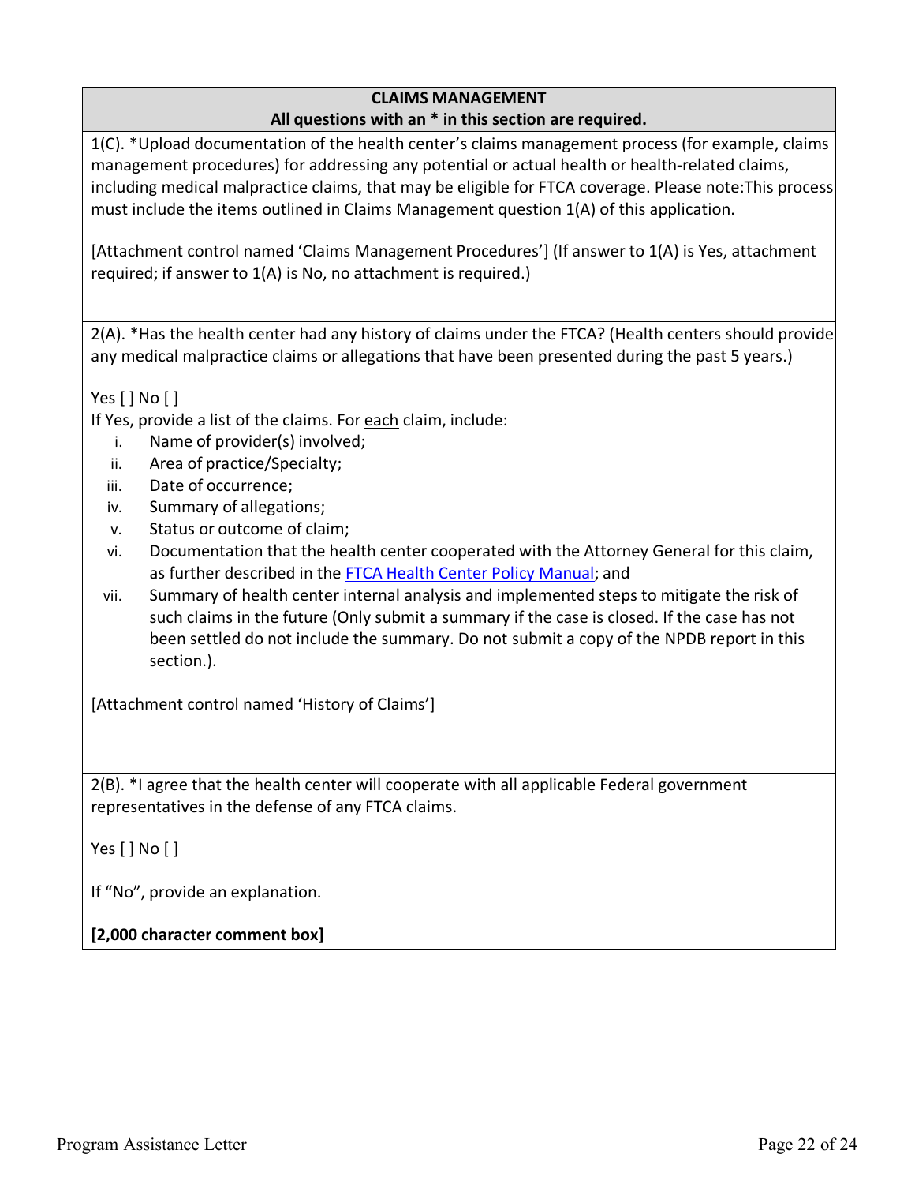**CLAIMS MANAGEMENT**
**All questions with an * in this section are required.**

1(C). *Upload documentation of the health center's claims management process (for example, claims management procedures) for addressing any potential or actual health or health-related claims, including medical malpractice claims, that may be eligible for FTCA coverage. Please note:This process must include the items outlined in Claims Management question 1(A) of this application.

[Attachment control named 'Claims Management Procedures'] (If answer to 1(A) is Yes, attachment required; if answer to 1(A) is No, no attachment is required.)

2(A). *Has the health center had any history of claims under the FTCA? (Health centers should provide any medical malpractice claims or allegations that have been presented during the past 5 years.)

Yes [ ] No [ ]

If Yes, provide a list of the claims. For each claim, include:

i. Name of provider(s) involved;
ii. Area of practice/Specialty;
iii. Date of occurrence;
iv. Summary of allegations;
v. Status or outcome of claim;
vi. Documentation that the health center cooperated with the Attorney General for this claim, as further described in the FTCA Health Center Policy Manual; and
vii. Summary of health center internal analysis and implemented steps to mitigate the risk of such claims in the future (Only submit a summary if the case is closed. If the case has not been settled do not include the summary. Do not submit a copy of the NPDB report in this section.).

[Attachment control named 'History of Claims']

2(B). *I agree that the health center will cooperate with all applicable Federal government representatives in the defense of any FTCA claims.

Yes [ ] No [ ]

If "No", provide an explanation.

**[2,000 character comment box]**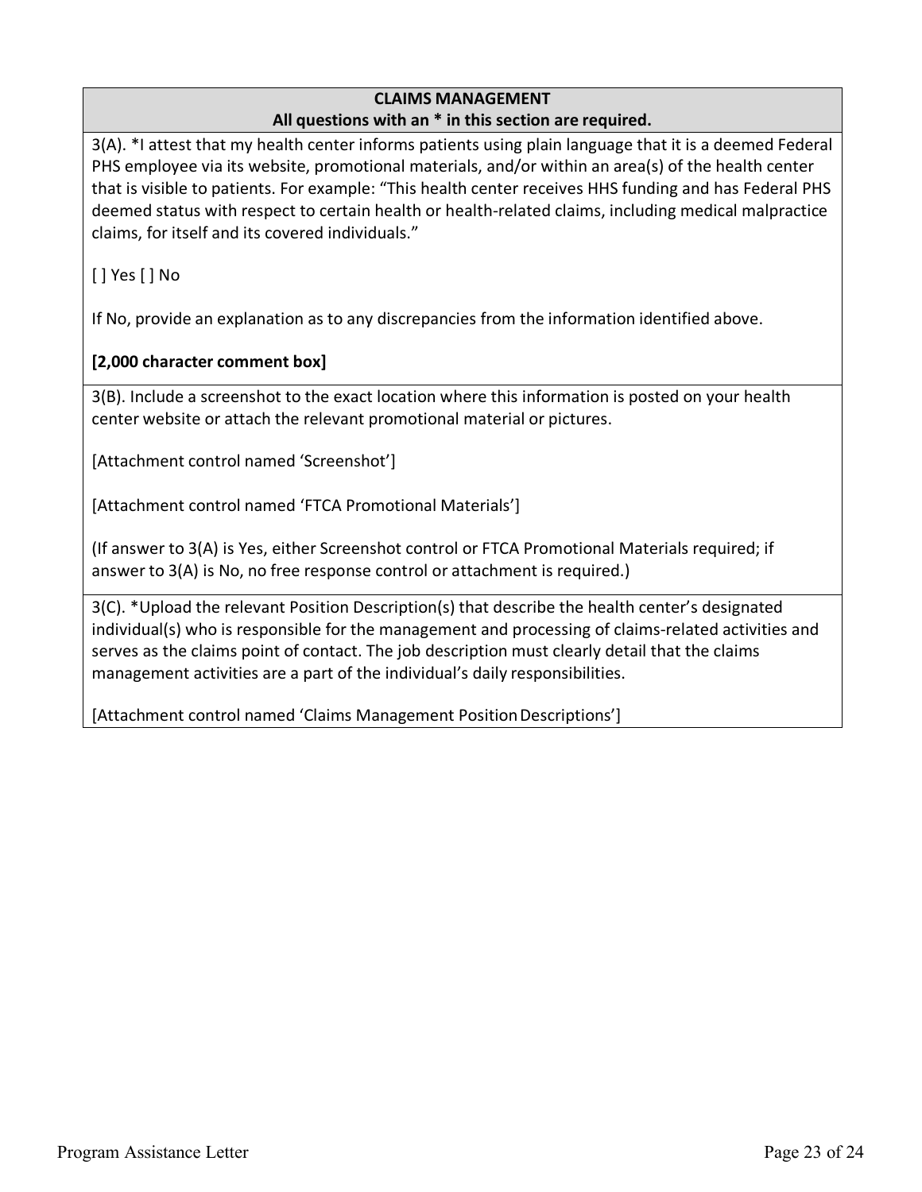**CLAIMS MANAGEMENT**
**All questions with an * in this section are required.**

3(A). *I attest that my health center informs patients using plain language that it is a deemed Federal PHS employee via its website, promotional materials, and/or within an area(s) of the health center that is visible to patients. For example: "This health center receives HHS funding and has Federal PHS deemed status with respect to certain health or health-related claims, including medical malpractice claims, for itself and its covered individuals."

[ ] Yes [ ] No

If No, provide an explanation as to any discrepancies from the information identified above.

**[2,000 character comment box]**

3(B). Include a screenshot to the exact location where this information is posted on your health center website or attach the relevant promotional material or pictures.

[Attachment control named 'Screenshot']

[Attachment control named 'FTCA Promotional Materials']

(If answer to 3(A) is Yes, either Screenshot control or FTCA Promotional Materials required; if answer to 3(A) is No, no free response control or attachment is required.)

3(C). *Upload the relevant Position Description(s) that describe the health center's designated individual(s) who is responsible for the management and processing of claims-related activities and serves as the claims point of contact. The job description must clearly detail that the claims management activities are a part of the individual's daily responsibilities.

[Attachment control named 'Claims Management Position Descriptions']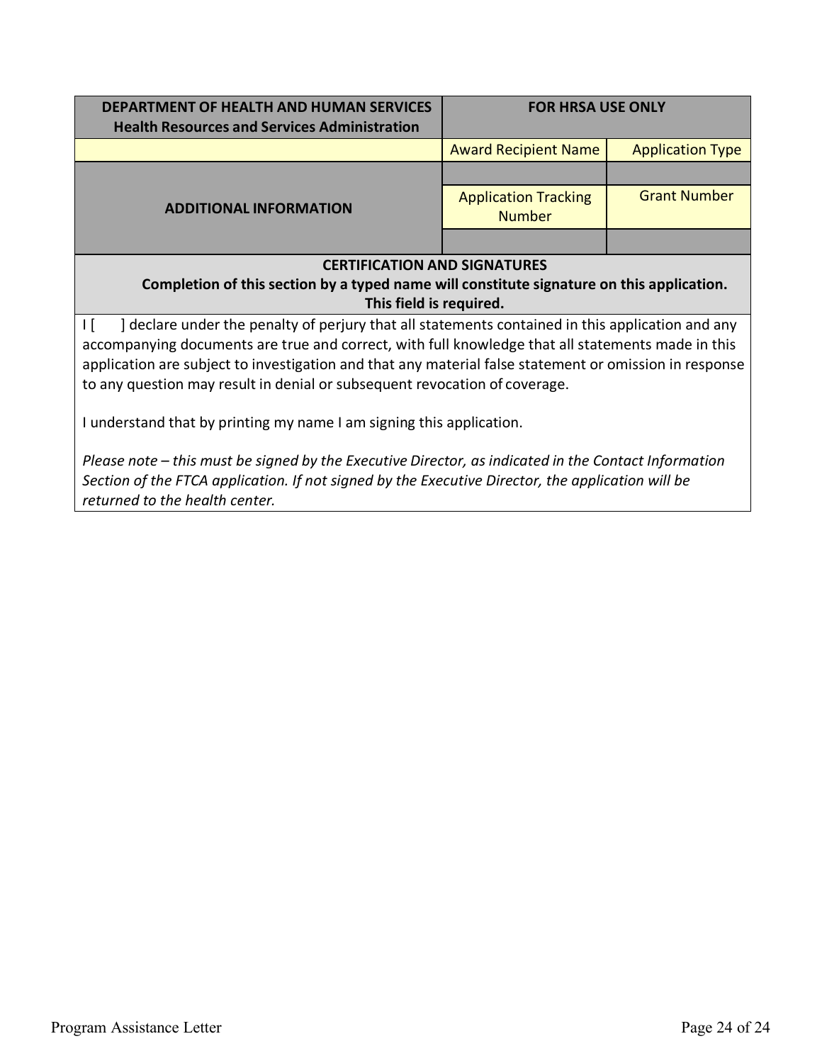| DEPARTMENT OF HEALTH AND HUMAN SERVICES<br>Health Resources and Services Administration | FOR HRSA USE ONLY | |
|---|---|---|
| | Award Recipient Name | Application Type |
| **ADDITIONAL INFORMATION** | | |
| | Application Tracking Number | Grant Number |
| | | |

**CERTIFICATION AND SIGNATURES**

**Completion of this section by a typed name will constitute signature on this application. This field is required.**

I [ ] declare under the penalty of perjury that all statements contained in this application and any accompanying documents are true and correct, with full knowledge that all statements made in this application are subject to investigation and that any material false statement or omission in response to any question may result in denial or subsequent revocation of coverage.

I understand that by printing my name I am signing this application.

*Please note – this must be signed by the Executive Director, as indicated in the Contact Information Section of the FTCA application. If not signed by the Executive Director, the application will be returned to the health center.*